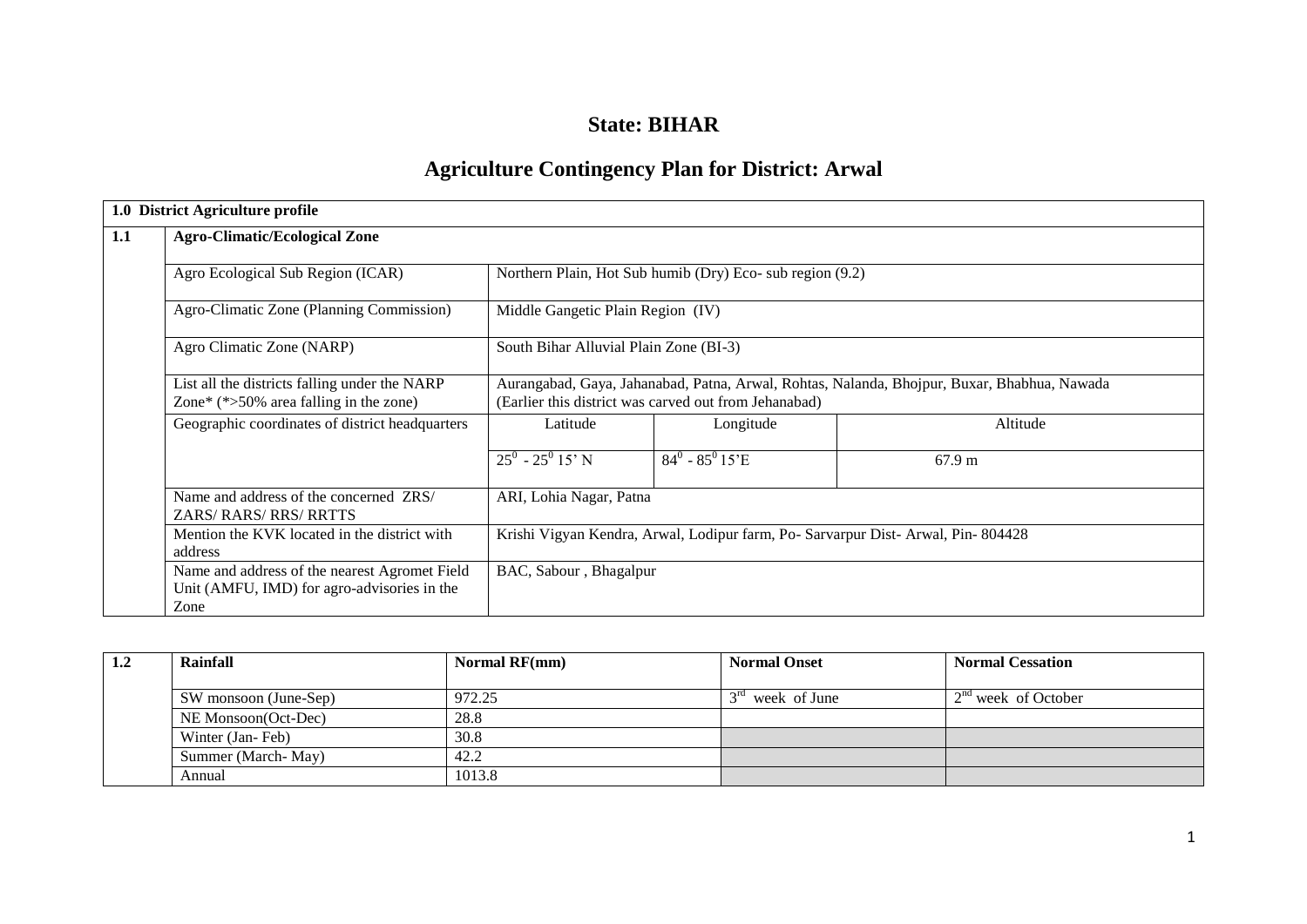# State: BIHAR

## Agriculture Contingency Plan for District: Arwal

| 1.0 District Agriculture profile | | | | |
|---|---|---|---|---|
| 1.1 | Agro-Climatic/Ecological Zone | | | |
| | Agro Ecological Sub Region (ICAR) | Northern Plain, Hot Sub humib (Dry) Eco- sub region (9.2) | | |
| | Agro-Climatic Zone (Planning Commission) | Middle Gangetic Plain Region (IV) | | |
| | Agro Climatic Zone (NARP) | South Bihar Alluvial Plain Zone (BI-3) | | |
| | List all the districts falling under the NARP Zone* (*>50% area falling in the zone) | Aurangabad, Gaya, Jahanabad, Patna, Arwal, Rohtas, Nalanda, Bhojpur, Buxar, Bhabhua, Nawada (Earlier this district was carved out from Jehanabad) | | |
| | Geographic coordinates of district headquarters | Latitude | Longitude | Altitude |
| | | $25^0$ - $25^0$ 15' N | $84^0$ - $85^0$ 15'E | 67.9 m |
| | Name and address of the concerned ZRS/ ZARS/ RARS/ RRS/ RRTTS | ARI, Lohia Nagar, Patna | | |
| | Mention the KVK located in the district with address | Krishi Vigyan Kendra, Arwal, Lodipur farm, Po- Sarvarpur Dist- Arwal, Pin- 804428 | | |
| | Name and address of the nearest Agromet Field Unit (AMFU, IMD) for agro-advisories in the Zone | BAC, Sabour , Bhagalpur | | |

| 1.2 | Rainfall | Normal RF(mm) | Normal Onset | Normal Cessation |
|---|---|---|---|---|
| | SW monsoon (June-Sep) | 972.25 | 3rd week of June | 2nd week of October |
| | NE Monsoon(Oct-Dec) | 28.8 | | |
| | Winter (Jan- Feb) | 30.8 | | |
| | Summer (March- May) | 42.2 | | |
| | Annual | 1013.8 | | |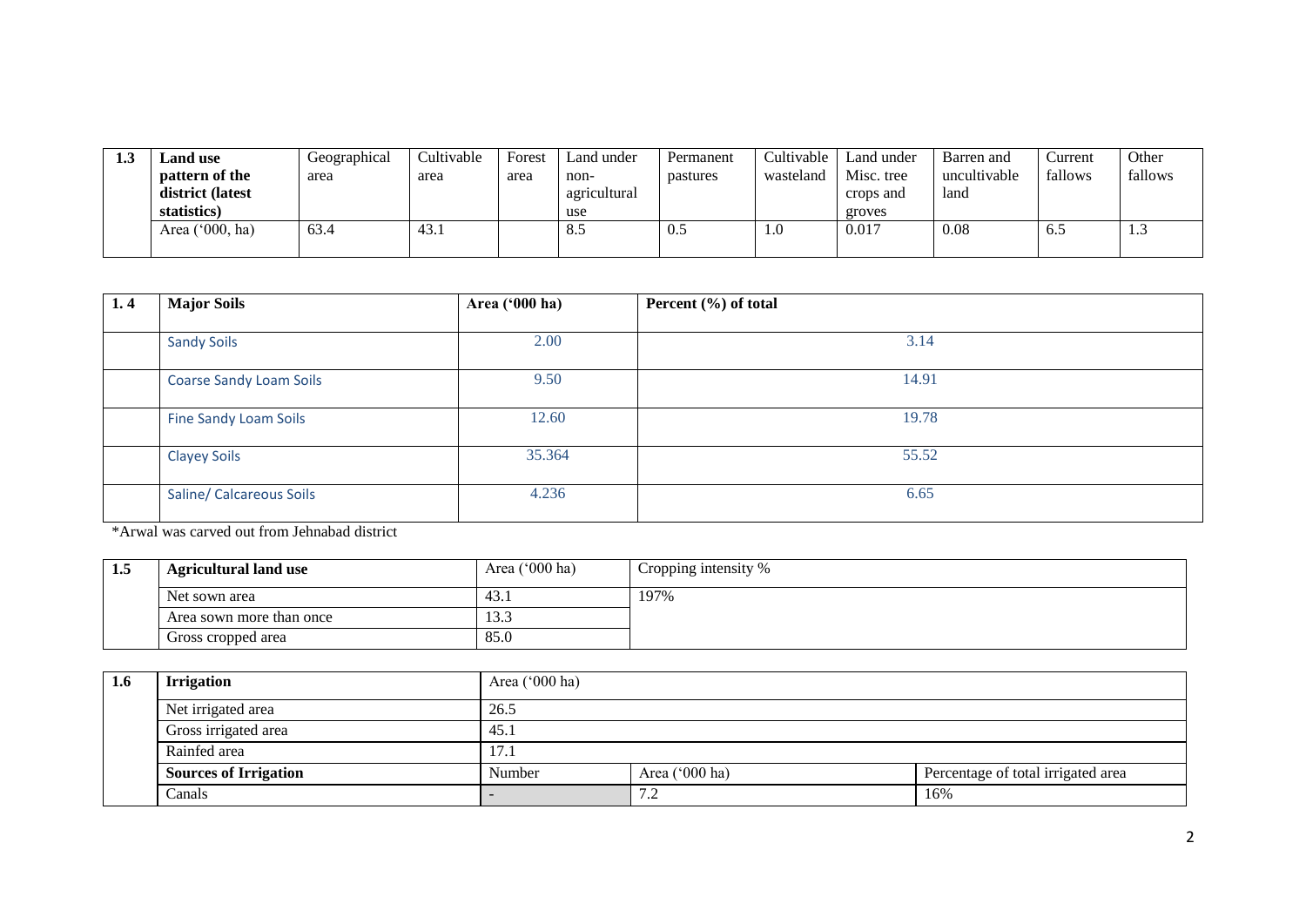| 1.3 | Land use pattern of the district (latest statistics) | Geographical area | Cultivable area | Forest area | Land under non-agricultural use | Permanent pastures | Cultivable wasteland | Land under Misc. tree crops and groves | Barren and uncultivable land | Current fallows | Other fallows |
|---|---|---|---|---|---|---|---|---|---|---|---|
| | Area ('000, ha) | 63.4 | 43.1 | | 8.5 | 0.5 | 1.0 | 0.017 | 0.08 | 6.5 | 1.3 |

| 1. 4 | Major Soils | Area ('000 ha) | Percent (%) of total |
|---|---|---|---|
| | Sandy Soils | 2.00 | 3.14 |
| | Coarse Sandy Loam Soils | 9.50 | 14.91 |
| | Fine Sandy Loam Soils | 12.60 | 19.78 |
| | Clayey Soils | 35.364 | 55.52 |
| | Saline/ Calcareous Soils | 4.236 | 6.65 |

*Arwal was carved out from Jehnabad district

| 1.5 | Agricultural land use | Area ('000 ha) | Cropping intensity % |
|---|---|---|---|
| | Net sown area | 43.1 | 197% |
| | Area sown more than once | 13.3 | |
| | Gross cropped area | 85.0 | |

| 1.6 | Irrigation | Area ('000 ha) | | |
|---|---|---|---|---|
| | Net irrigated area | 26.5 | | |
| | Gross irrigated area | 45.1 | | |
| | Rainfed area | 17.1 | | |
| | **Sources of Irrigation** | Number | Area ('000 ha) | Percentage of total irrigated area |
| | Canals | - | 7.2 | 16% |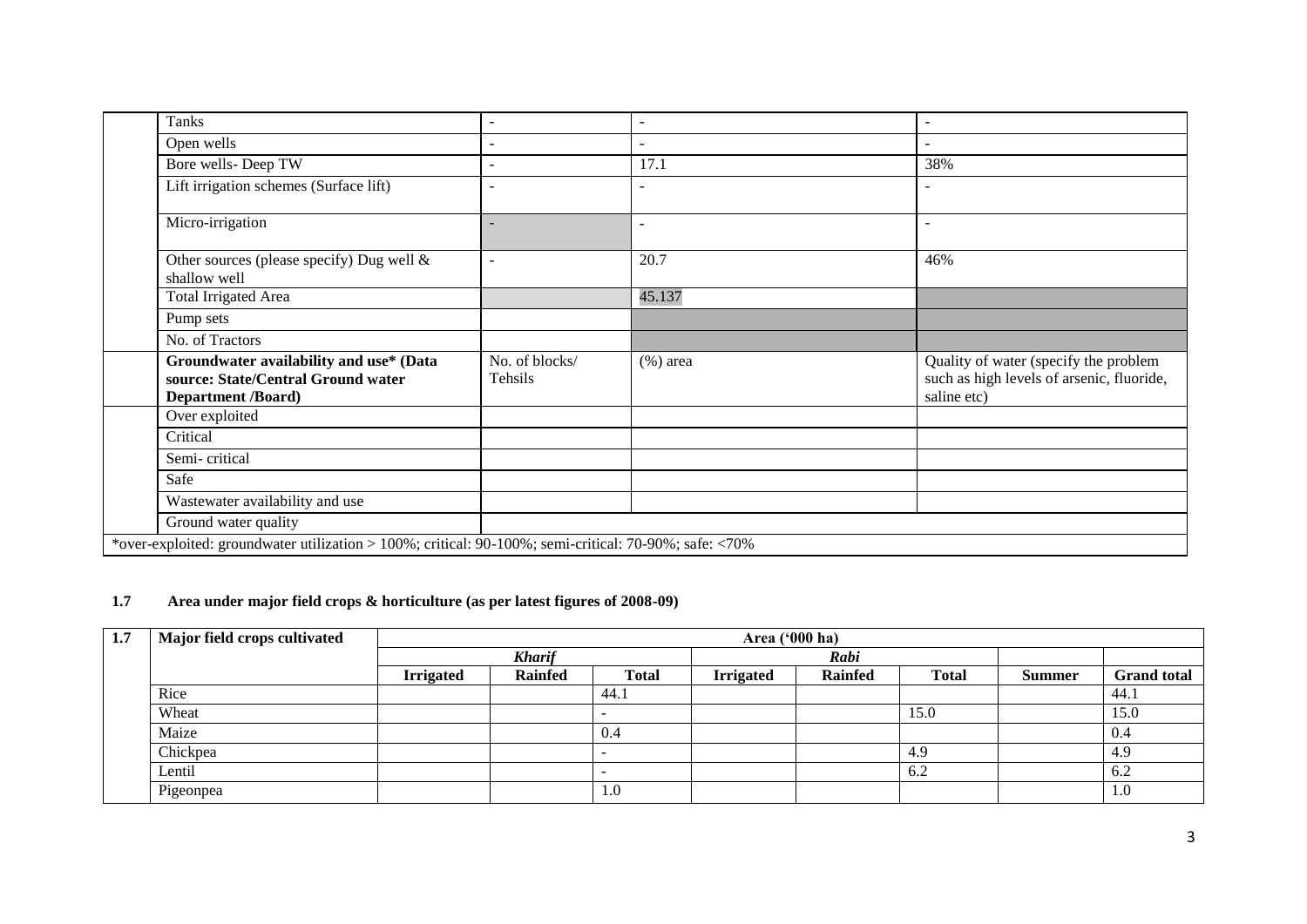| | | | | |
|---|---|---|---|---|
| | Tanks | - | - | - |
| | Open wells | - | - | - |
| | Bore wells- Deep TW | - | 17.1 | 38% |
| | Lift irrigation schemes (Surface lift) | - | - | - |
| | Micro-irrigation | - | - | - |
| | Other sources (please specify) Dug well & shallow well | - | 20.7 | 46% |
| | Total Irrigated Area | | 45.137 | |
| | Pump sets | | | |
| | No. of Tractors | | | |
| | **Groundwater availability and use* (Data source: State/Central Ground water Department /Board)** | No. of blocks/ Tehsils | (%) area | Quality of water (specify the problem such as high levels of arsenic, fluoride, saline etc) |
| | Over exploited | | | |
| | Critical | | | |
| | Semi- critical | | | |
| | Safe | | | |
| | Wastewater availability and use | | | |
| | Ground water quality | | | |

*over-exploited: groundwater utilization > 100%; critical: 90-100%; semi-critical: 70-90%; safe: <70%

**1.7 Area under major field crops & horticulture (as per latest figures of 2008-09)**

| 1.7 | Major field crops cultivated | Area ('000 ha) | | | | | | | |
|---|---|---|---|---|---|---|---|---|---|
| | | *Kharif* | | | *Rabi* | | | | |
| | | **Irrigated** | **Rainfed** | **Total** | **Irrigated** | **Rainfed** | **Total** | **Summer** | **Grand total** |
| | Rice | | | 44.1 | | | | | 44.1 |
| | Wheat | | | - | | | 15.0 | | 15.0 |
| | Maize | | | 0.4 | | | | | 0.4 |
| | Chickpea | | | - | | | 4.9 | | 4.9 |
| | Lentil | | | - | | | 6.2 | | 6.2 |
| | Pigeonpea | | | 1.0 | | | | | 1.0 |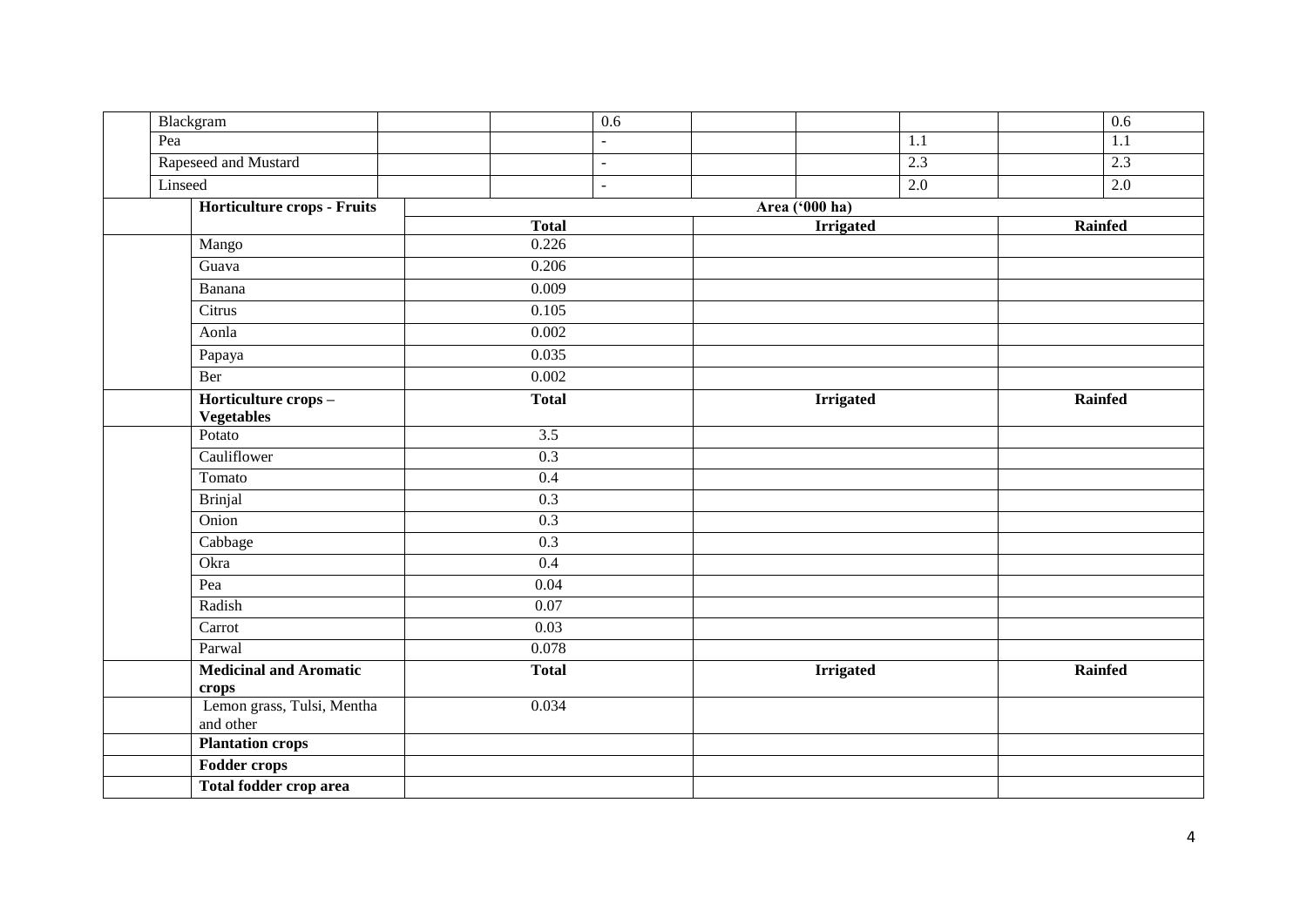| | Crop | | | | | | | | |
|---|---|---|---|---|---|---|---|---|---|
| | Blackgram | | | 0.6 | | | | | 0.6 |
| | Pea | | | - | | | 1.1 | | 1.1 |
| | Rapeseed and Mustard | | | - | | | 2.3 | | 2.3 |
| | Linseed | | | - | | | 2.0 | | 2.0 |

| | Horticulture crops - Fruits | Area ('000 ha) | | |
|---|---|---|---|---|
| | | **Total** | **Irrigated** | **Rainfed** |
| | Mango | 0.226 | | |
| | Guava | 0.206 | | |
| | Banana | 0.009 | | |
| | Citrus | 0.105 | | |
| | Aonla | 0.002 | | |
| | Papaya | 0.035 | | |
| | Ber | 0.002 | | |
| | **Horticulture crops – Vegetables** | **Total** | **Irrigated** | **Rainfed** |
| | Potato | 3.5 | | |
| | Cauliflower | 0.3 | | |
| | Tomato | 0.4 | | |
| | Brinjal | 0.3 | | |
| | Onion | 0.3 | | |
| | Cabbage | 0.3 | | |
| | Okra | 0.4 | | |
| | Pea | 0.04 | | |
| | Radish | 0.07 | | |
| | Carrot | 0.03 | | |
| | Parwal | 0.078 | | |
| | **Medicinal and Aromatic crops** | **Total** | **Irrigated** | **Rainfed** |
| | Lemon grass, Tulsi, Mentha and other | 0.034 | | |
| | **Plantation crops** | | | |
| | **Fodder crops** | | | |
| | **Total fodder crop area** | | | |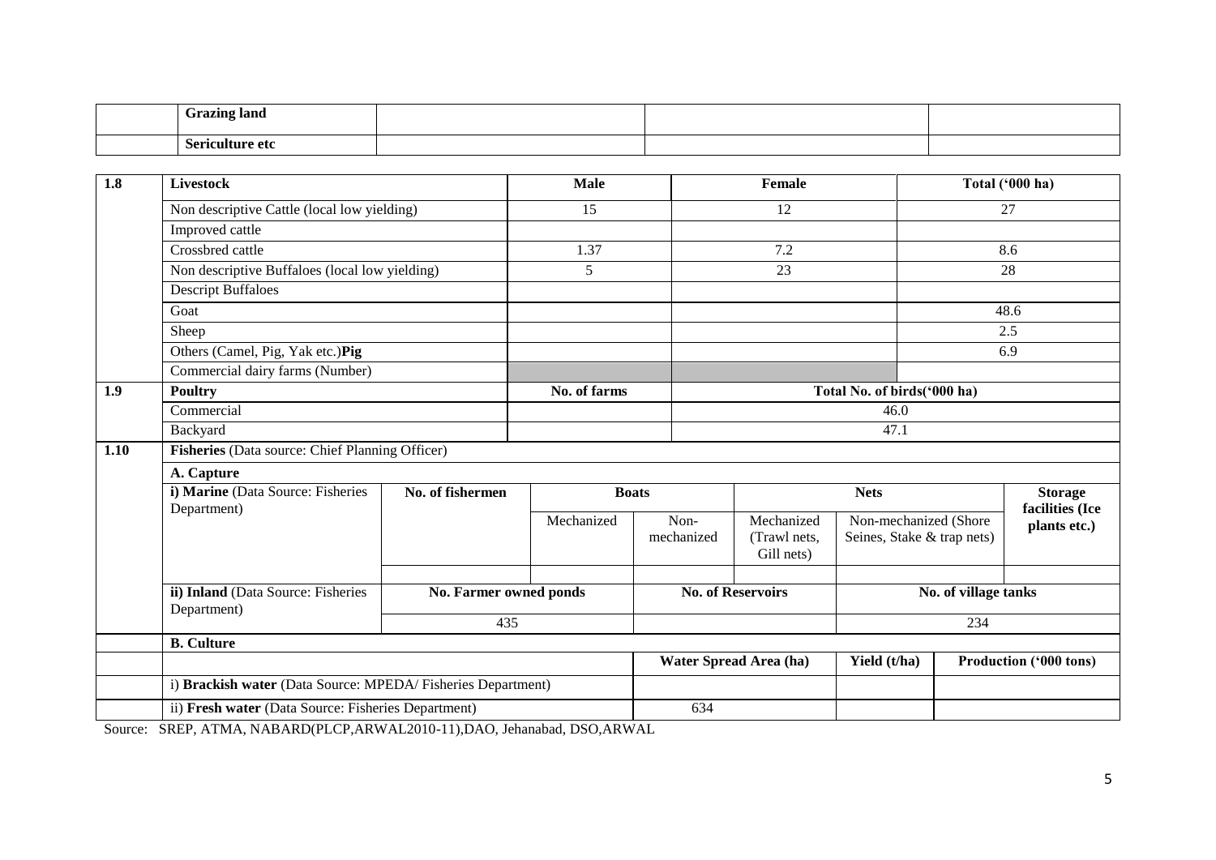| | Grazing land | | | |
|---|---|---|---|---|
| | Sericulture etc | | | |

| 1.8 | Livestock | | Male | | Female | | Total ('000 ha) | |
|---|---|---|---|---|---|---|---|---|
| | Non descriptive Cattle (local low yielding) | | 15 | | 12 | | 27 | |
| | Improved cattle | | | | | | | |
| | Crossbred cattle | | 1.37 | | 7.2 | | 8.6 | |
| | Non descriptive Buffaloes (local low yielding) | | 5 | | 23 | | 28 | |
| | Descript Buffaloes | | | | | | | |
| | Goat | | | | | | 48.6 | |
| | Sheep | | | | | | 2.5 | |
| | Others (Camel, Pig, Yak etc.)**Pig** | | | | | | 6.9 | |
| | Commercial dairy farms (Number) | | | | | | | |
| **1.9** | **Poultry** | | **No. of farms** | | **Total No. of birds('000 ha)** | | | |
| | Commercial | | | | 46.0 | | | |
| | Backyard | | | | 47.1 | | | |
| **1.10** | **Fisheries** (Data source: Chief Planning Officer) | | | | | | | |
| | **A. Capture** | | | | | | | |
| | **i) Marine** (Data Source: Fisheries Department) | **No. of fishermen** | **Boats** | | **Nets** | | | **Storage facilities (Ice plants etc.)** |
| | | | Mechanized | Non-mechanized | Mechanized (Trawl nets, Gill nets) | Non-mechanized (Shore Seines, Stake & trap nets) | | |
| | | | | | | | | |
| | **ii) Inland** (Data Source: Fisheries Department) | **No. Farmer owned ponds** | | **No. of Reservoirs** | | **No. of village tanks** | | |
| | | 435 | | | | 234 | | |
| | **B. Culture** | | | | | | | |
| | | | | **Water Spread Area (ha)** | | **Yield (t/ha)** | **Production ('000 tons)** | |
| | i) **Brackish water** (Data Source: MPEDA/ Fisheries Department) | | | | | | | |
| | ii) **Fresh water** (Data Source: Fisheries Department) | | | 634 | | | | |

Source: SREP, ATMA, NABARD(PLCP,ARWAL2010-11),DAO, Jehanabad, DSO,ARWAL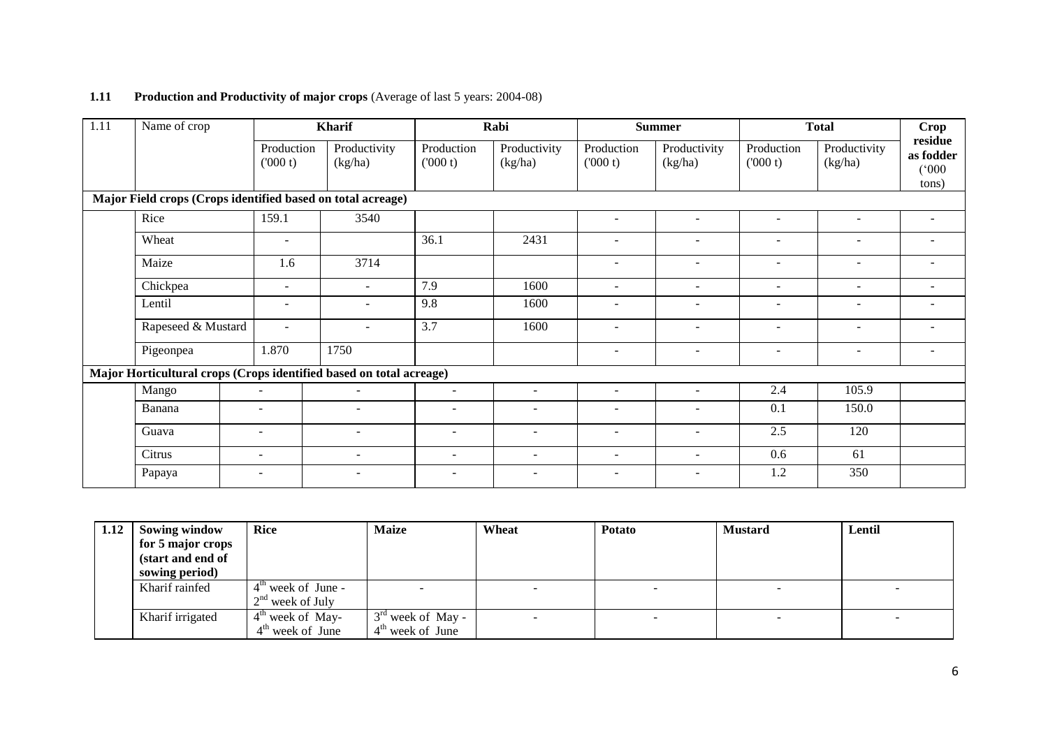**1.11 Production and Productivity of major crops** (Average of last 5 years: 2004-08)

| 1.11 | Name of crop | Kharif | | Rabi | | Summer | | Total | | Crop residue as fodder ('000 tons) |
|---|---|---|---|---|---|---|---|---|---|---|
| | | Production ('000 t) | Productivity (kg/ha) | Production ('000 t) | Productivity (kg/ha) | Production ('000 t) | Productivity (kg/ha) | Production ('000 t) | Productivity (kg/ha) | |
| **Major Field crops (Crops identified based on total acreage)** | | | | | | | | | | |
| | Rice | 159.1 | 3540 | | | - | - | - | - | - |
| | Wheat | - | | 36.1 | 2431 | - | - | - | - | - |
| | Maize | 1.6 | 3714 | | | - | - | - | - | - |
| | Chickpea | - | - | 7.9 | 1600 | - | - | - | - | - |
| | Lentil | - | - | 9.8 | 1600 | - | - | - | - | - |
| | Rapeseed & Mustard | - | - | 3.7 | 1600 | - | - | - | - | - |
| | Pigeonpea | 1.870 | 1750 | | | - | - | - | - | - |
| **Major Horticultural crops (Crops identified based on total acreage)** | | | | | | | | | | |
| | Mango | - | - | - | - | - | - | 2.4 | 105.9 | |
| | Banana | - | - | - | - | - | - | 0.1 | 150.0 | |
| | Guava | - | - | - | - | - | - | 2.5 | 120 | |
| | Citrus | - | - | - | - | - | - | 0.6 | 61 | |
| | Papaya | - | - | - | - | - | - | 1.2 | 350 | |

| 1.12 | Sowing window for 5 major crops (start and end of sowing period) | Rice | Maize | Wheat | Potato | Mustard | Lentil |
|---|---|---|---|---|---|---|---|
| | Kharif rainfed | 4th week of June - 2nd week of July | - | - | - | - | - |
| | Kharif irrigated | 4th week of May- 4th week of June | 3rd week of May - 4th week of June | - | - | - | - |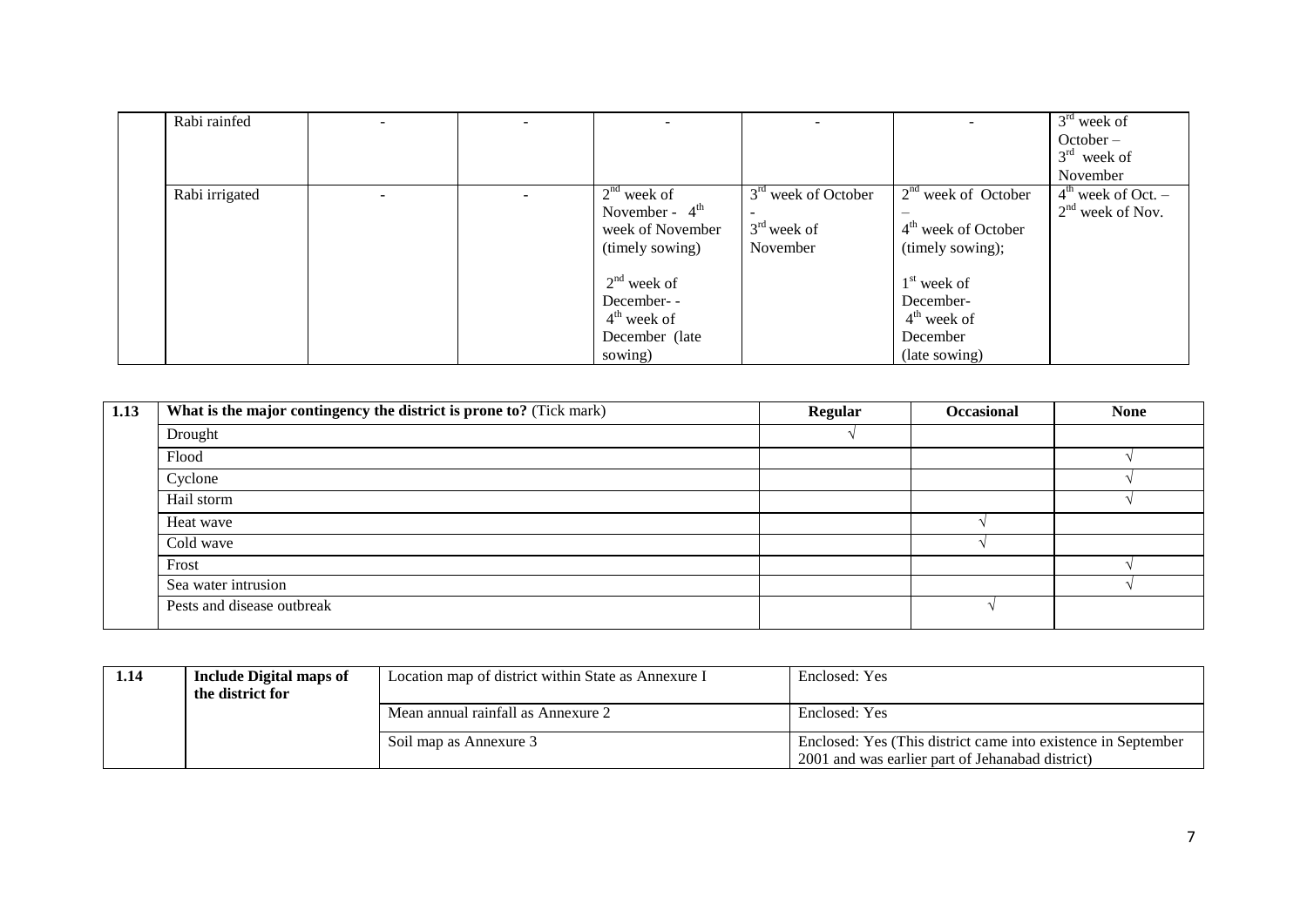|  | Rabi rainfed | - | - | - | - | - | 3rd week of October – 3rd week of November |
|---|---|---|---|---|---|---|---|
|  | Rabi irrigated | - | - | 2nd week of November - 4th week of November (timely sowing)<br><br>2nd week of December- - 4th week of December (late sowing) | 3rd week of October - 3rd week of November | 2nd week of October – 4th week of October (timely sowing);<br><br>1st week of December- 4th week of December (late sowing) | 4th week of Oct. – 2nd week of Nov. |

| 1.13 | What is the major contingency the district is prone to? (Tick mark) | Regular | Occasional | None |
|---|---|---|---|---|
|  | Drought | √ |  |  |
|  | Flood |  |  | √ |
|  | Cyclone |  |  | √ |
|  | Hail storm |  |  | √ |
|  | Heat wave |  | √ |  |
|  | Cold wave |  | √ |  |
|  | Frost |  |  | √ |
|  | Sea water intrusion |  |  | √ |
|  | Pests and disease outbreak |  | √ |  |

| 1.14 | Include Digital maps of the district for | Location map of district within State as Annexure I | Enclosed: Yes |
|---|---|---|---|
|  |  | Mean annual rainfall as Annexure 2 | Enclosed: Yes |
|  |  | Soil map as Annexure 3 | Enclosed: Yes (This district came into existence in September 2001 and was earlier part of Jehanabad district) |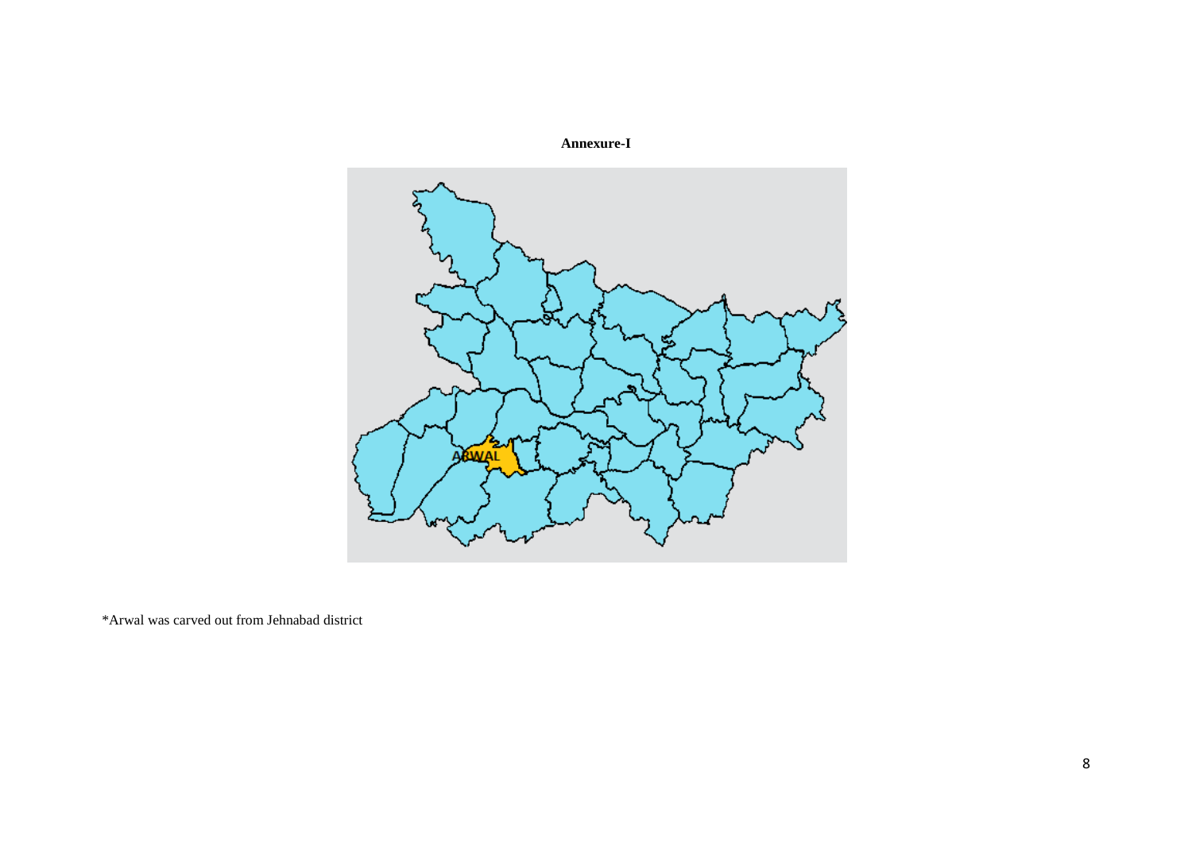**Annexure-I**

*Arwal was carved out from Jehnabad district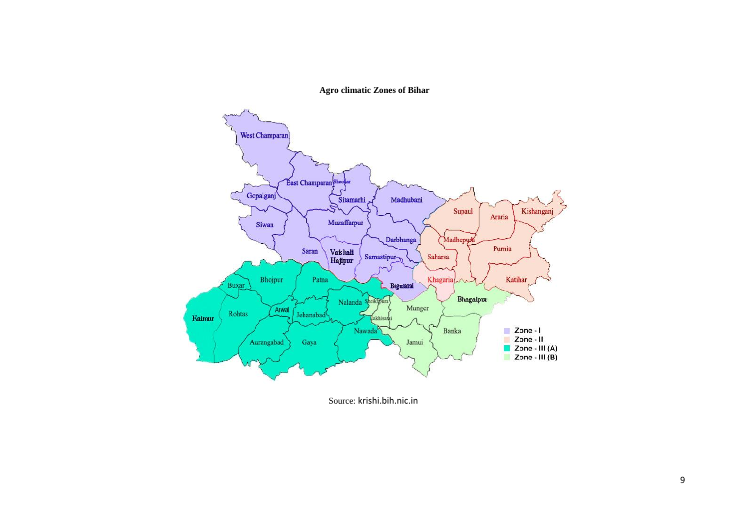**Agro climatic Zones of Bihar**

Source: krishi.bih.nic.in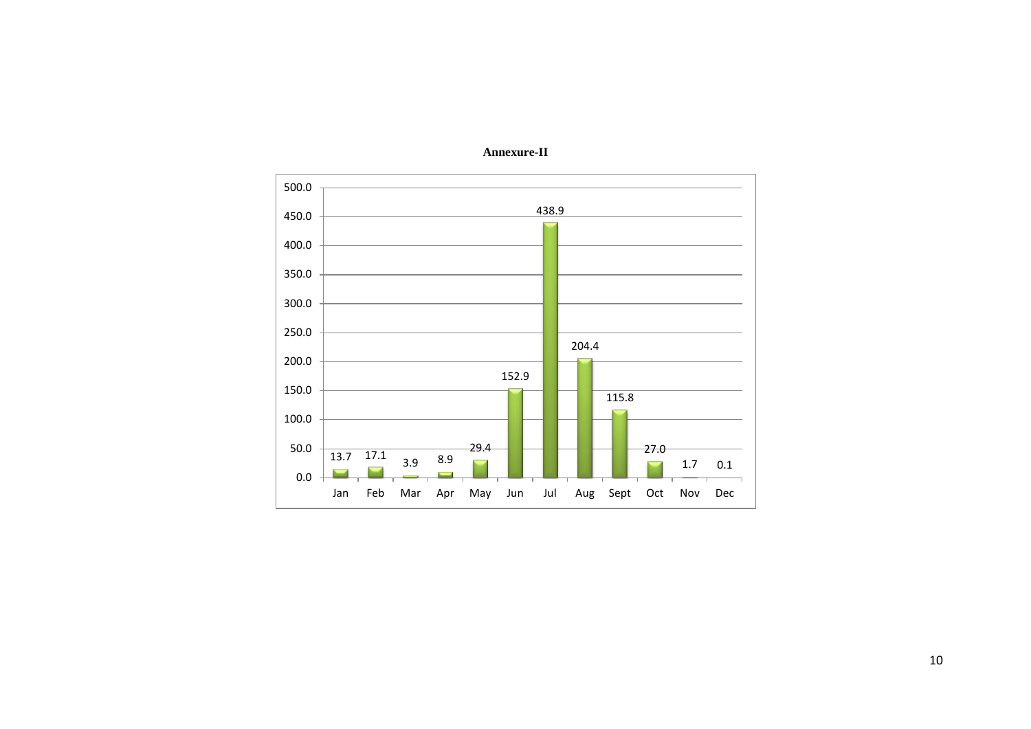**Annexure-II**

| Month | Value |
|---|---|
| Jan | 13.7 |
| Feb | 17.1 |
| Mar | 3.9 |
| Apr | 8.9 |
| May | 29.4 |
| Jun | 152.9 |
| Jul | 438.9 |
| Aug | 204.4 |
| Sept | 115.8 |
| Oct | 27.0 |
| Nov | 1.7 |
| Dec | 0.1 |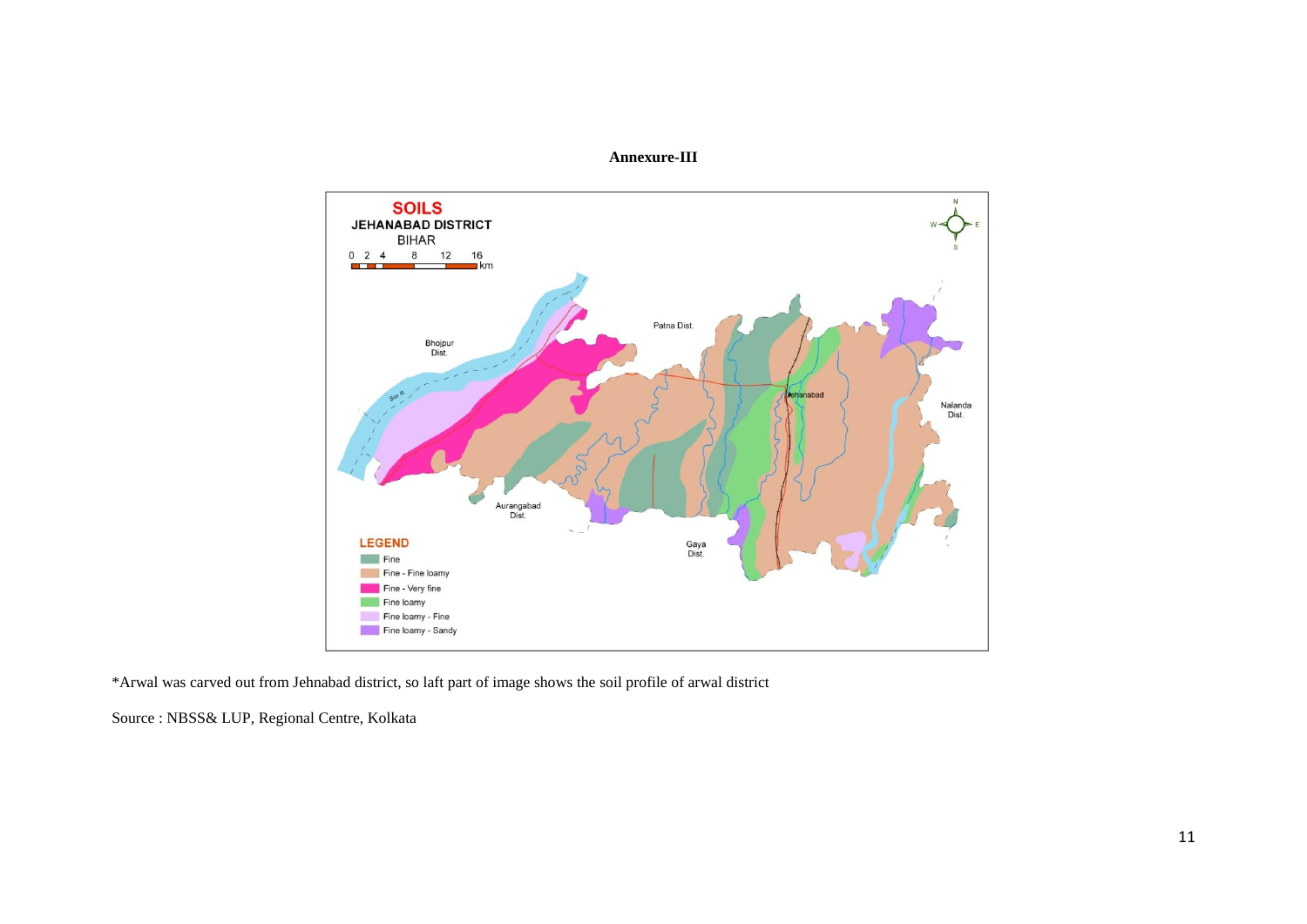**Annexure-III**

**SOILS**
**JEHANABAD DISTRICT**
BIHAR

**LEGEND**
- Fine
- Fine - Fine loamy
- Fine - Very fine
- Fine loamy
- Fine loamy - Fine
- Fine loamy - Sandy

*Arwal was carved out from Jehnabad district, so laft part of image shows the soil profile of arwal district

Source : NBSS& LUP, Regional Centre, Kolkata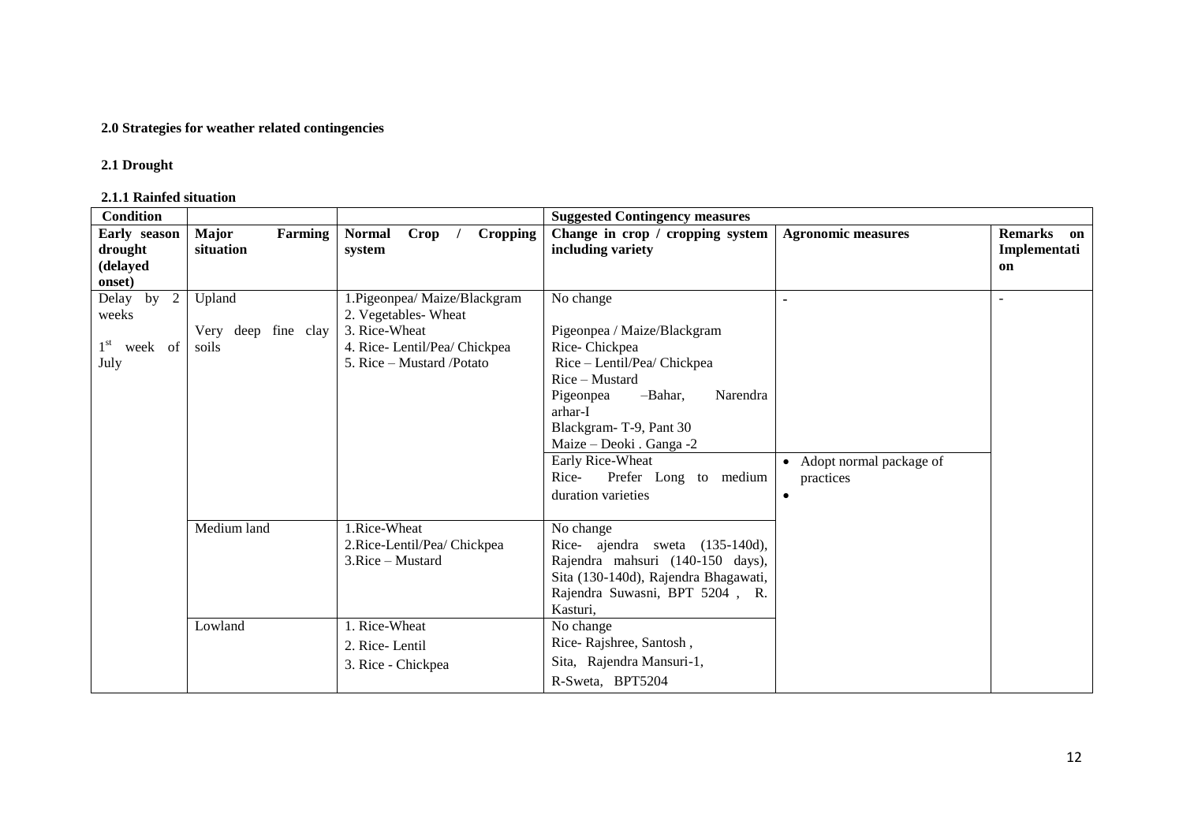**2.0 Strategies for weather related contingencies**

**2.1 Drought**

**2.1.1 Rainfed situation**

| Condition | | | Suggested Contingency measures | | |
|---|---|---|---|---|---|
| **Early season drought (delayed onset)** | **Major Farming situation** | **Normal Crop / Cropping system** | **Change in crop / cropping system including variety** | **Agronomic measures** | **Remarks on Implementation** |
| Delay by 2 weeks<br><br>1st week of July | Upland<br><br>Very deep fine clay soils | 1.Pigeonpea/ Maize/Blackgram<br>2. Vegetables- Wheat<br>3. Rice-Wheat<br>4. Rice- Lentil/Pea/ Chickpea<br>5. Rice – Mustard /Potato | No change<br><br>Pigeonpea / Maize/Blackgram<br>Rice- Chickpea<br>Rice – Lentil/Pea/ Chickpea<br>Rice – Mustard<br>Pigeonpea –Bahar, Narendra arhar-I<br>Blackgram- T-9, Pant 30<br>Maize – Deoki . Ganga -2 | - | - |
| | | | Early Rice-Wheat<br>Rice- Prefer Long to medium duration varieties | • Adopt normal package of practices<br>• | |
| | Medium land | 1.Rice-Wheat<br>2.Rice-Lentil/Pea/ Chickpea<br>3.Rice – Mustard | No change<br>Rice- ajendra sweta (135-140d), Rajendra mahsuri (140-150 days), Sita (130-140d), Rajendra Bhagawati, Rajendra Suwasni, BPT 5204 , R. Kasturi, | | |
| | Lowland | 1. Rice-Wheat<br>2. Rice- Lentil<br>3. Rice - Chickpea | No change<br>Rice- Rajshree, Santosh ,<br>Sita, Rajendra Mansuri-1,<br>R-Sweta, BPT5204 | | |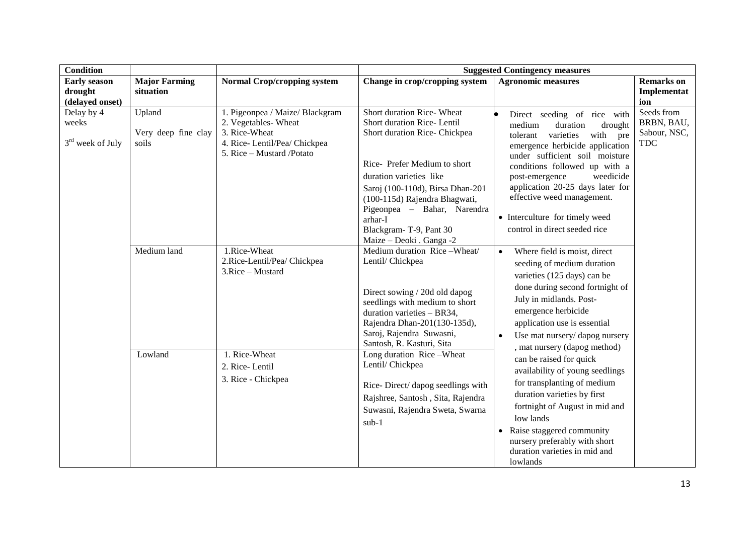| Condition | | | Suggested Contingency measures | | |
|---|---|---|---|---|---|
| **Early season drought (delayed onset)** | **Major Farming situation** | **Normal Crop/cropping system** | **Change in crop/cropping system** | **Agronomic measures** | **Remarks on Implementation** |
| Delay by 4 weeks<br><br>3rd week of July | Upland<br><br>Very deep fine clay soils | 1. Pigeonpea / Maize/ Blackgram<br>2. Vegetables- Wheat<br>3. Rice-Wheat<br>4. Rice- Lentil/Pea/ Chickpea<br>5. Rice – Mustard /Potato | Short duration Rice- Wheat<br>Short duration Rice- Lentil<br>Short duration Rice- Chickpea<br><br>Rice- Prefer Medium to short duration varieties like Saroj (100-110d), Birsa Dhan-201 (100-115d) Rajendra Bhagwati,<br>Pigeonpea – Bahar, Narendra arhar-I<br>Blackgram- T-9, Pant 30<br>Maize – Deoki . Ganga -2 | • Direct seeding of rice with medium duration drought tolerant varieties with pre emergence herbicide application under sufficient soil moisture conditions followed up with a post-emergence weedicide application 20-25 days later for effective weed management.<br>• Interculture for timely weed control in direct seeded rice | Seeds from BRBN, BAU, Sabour, NSC, TDC |
| | Medium land | 1.Rice-Wheat<br>2.Rice-Lentil/Pea/ Chickpea<br>3.Rice – Mustard | Medium duration Rice –Wheat/ Lentil/ Chickpea<br><br>Direct sowing / 20d old dapog seedlings with medium to short duration varieties – BR34, Rajendra Dhan-201(130-135d), Saroj, Rajendra Suwasni, Santosh, R. Kasturi, Sita | • Where field is moist, direct seeding of medium duration varieties (125 days) can be done during second fortnight of July in midlands. Post-emergence herbicide application use is essential<br>• Use mat nursery/ dapog nursery , mat nursery (dapog method) can be raised for quick availability of young seedlings for transplanting of medium duration varieties by first fortnight of August in mid and low lands<br>• Raise staggered community nursery preferably with short duration varieties in mid and lowlands | |
| | Lowland | 1. Rice-Wheat<br>2. Rice- Lentil<br>3. Rice - Chickpea | Long duration Rice –Wheat Lentil/ Chickpea<br><br>Rice- Direct/ dapog seedlings with Rajshree, Santosh , Sita, Rajendra Suwasni, Rajendra Sweta, Swarna sub-1 | | |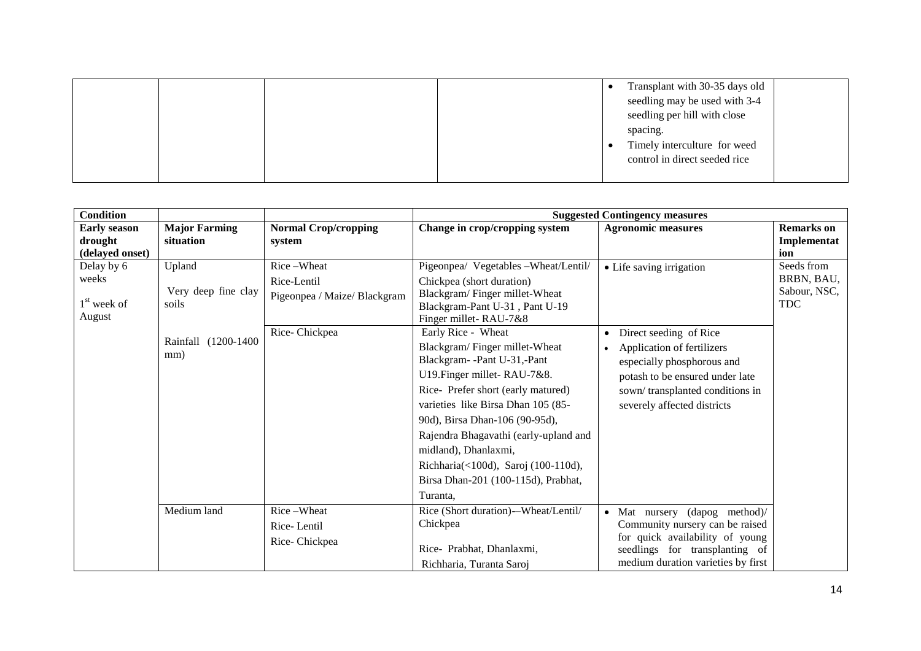| | | | | • Transplant with 30-35 days old seedling may be used with 3-4 seedling per hill with close spacing.<br>• Timely interculture for weed control in direct seeded rice | |
|---|---|---|---|---|---|

| Condition | | | Suggested Contingency measures | | |
|---|---|---|---|---|---|
| **Early season drought (delayed onset)** | **Major Farming situation** | **Normal Crop/cropping system** | **Change in crop/cropping system** | **Agronomic measures** | **Remarks on Implementation** |
| Delay by 6 weeks<br>1[st] week of August | Upland<br>Very deep fine clay soils<br>Rainfall (1200-1400 mm) | Rice –Wheat<br>Rice-Lentil<br>Pigeonpea / Maize/ Blackgram | Pigeonpea/ Vegetables –Wheat/Lentil/ Chickpea (short duration)<br>Blackgram/ Finger millet-Wheat<br>Blackgram-Pant U-31 , Pant U-19<br>Finger millet- RAU-7&8 | • Life saving irrigation | Seeds from BRBN, BAU, Sabour, NSC, TDC |
| | | Rice- Chickpea | Early Rice - Wheat<br>Blackgram/ Finger millet-Wheat<br>Blackgram- -Pant U-31,-Pant U19.Finger millet- RAU-7&8.<br>Rice- Prefer short (early matured) varieties like Birsa Dhan 105 (85-90d), Birsa Dhan-106 (90-95d), Rajendra Bhagavathi (early-upland and midland), Dhanlaxmi, Richharia(<100d), Saroj (100-110d), Birsa Dhan-201 (100-115d), Prabhat, Turanta, | • Direct seeding of Rice<br>• Application of fertilizers especially phosphorous and potash to be ensured under late sown/ transplanted conditions in severely affected districts | |
| | Medium land | Rice –Wheat<br>Rice- Lentil<br>Rice- Chickpea | Rice (Short duration)-–Wheat/Lentil/ Chickpea<br>Rice- Prabhat, Dhanlaxmi, Richharia, Turanta Saroj | • Mat nursery (dapog method)/ Community nursery can be raised for quick availability of young seedlings for transplanting of medium duration varieties by first | |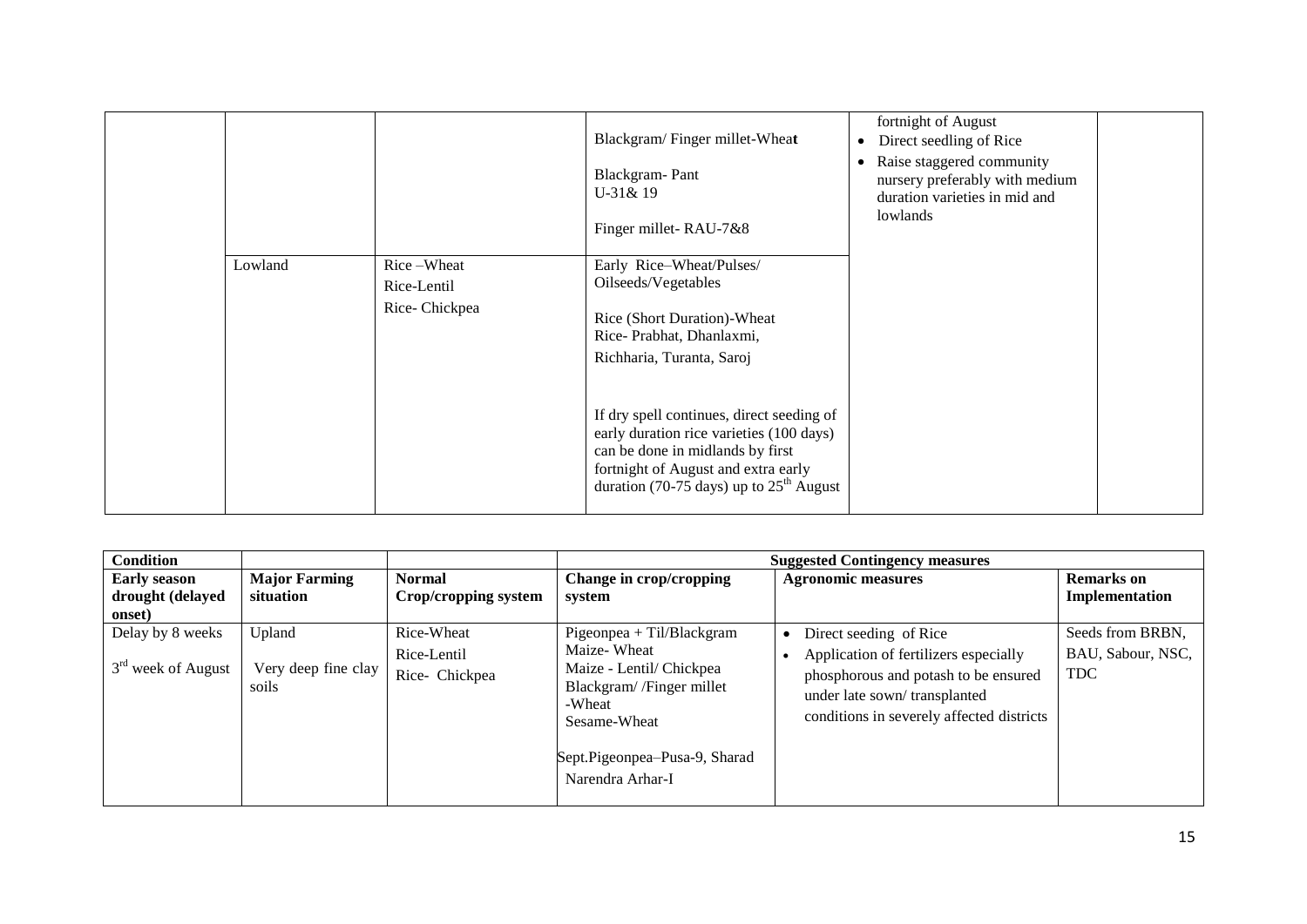| | | | | | |
|---|---|---|---|---|---|
| | | | Blackgram/ Finger millet-Wheat<br><br>Blackgram- Pant U-31& 19<br><br>Finger millet- RAU-7&8 | fortnight of August<br>• Direct seedling of Rice<br>• Raise staggered community nursery preferably with medium duration varieties in mid and lowlands | |
| | Lowland | Rice –Wheat<br>Rice-Lentil<br>Rice- Chickpea | Early Rice–Wheat/Pulses/ Oilseeds/Vegetables<br><br>Rice (Short Duration)-Wheat<br>Rice- Prabhat, Dhanlaxmi, Richharia, Turanta, Saroj<br><br>If dry spell continues, direct seeding of early duration rice varieties (100 days) can be done in midlands by first fortnight of August and extra early duration (70-75 days) up to 25th August | | |

| Condition | | | Suggested Contingency measures | | |
|---|---|---|---|---|---|
| **Early season drought (delayed onset)** | **Major Farming situation** | **Normal Crop/cropping system** | **Change in crop/cropping system** | **Agronomic measures** | **Remarks on Implementation** |
| Delay by 8 weeks<br><br>3rd week of August | Upland<br><br>Very deep fine clay soils | Rice-Wheat<br>Rice-Lentil<br>Rice- Chickpea | Pigeonpea + Til/Blackgram<br>Maize- Wheat<br>Maize - Lentil/ Chickpea<br>Blackgram/ /Finger millet -Wheat<br>Sesame-Wheat<br><br>Sept.Pigeonpea–Pusa-9, Sharad Narendra Arhar-I | • Direct seeding of Rice<br>• Application of fertilizers especially phosphorous and potash to be ensured under late sown/ transplanted conditions in severely affected districts | Seeds from BRBN, BAU, Sabour, NSC, TDC |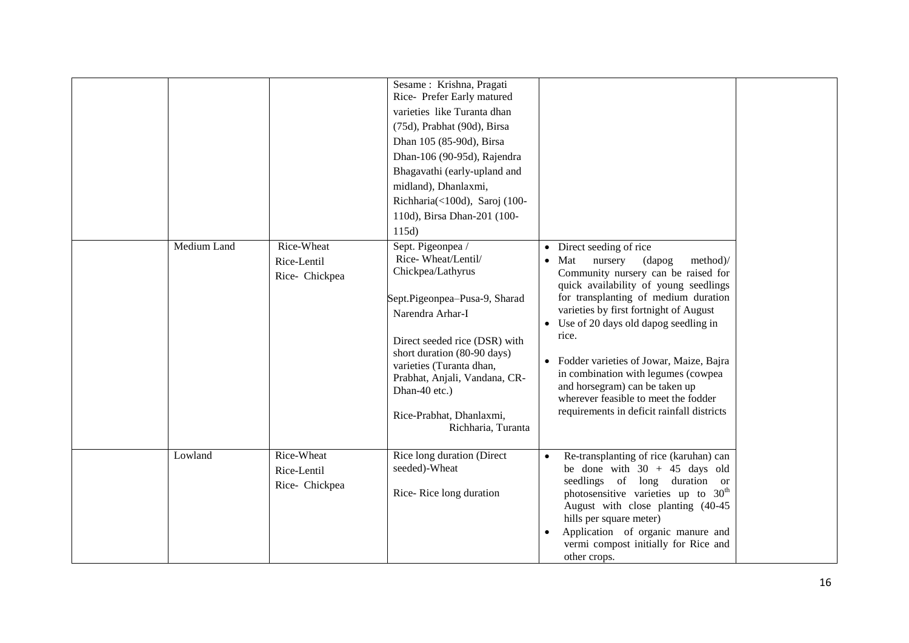|  |  |  |  |  |  |
|---|---|---|---|---|---|
|  |  |  | Sesame : Krishna, Pragati<br>Rice- Prefer Early matured varieties like Turanta dhan (75d), Prabhat (90d), Birsa Dhan 105 (85-90d), Birsa Dhan-106 (90-95d), Rajendra Bhagavathi (early-upland and midland), Dhanlaxmi, Richharia(<100d), Saroj (100-110d), Birsa Dhan-201 (100-115d) |  |  |
|  | Medium Land | Rice-Wheat<br>Rice-Lentil<br>Rice- Chickpea | Sept. Pigeonpea /<br>Rice- Wheat/Lentil/ Chickpea/Lathyrus<br><br>Sept.Pigeonpea–Pusa-9, Sharad Narendra Arhar-I<br><br>Direct seeded rice (DSR) with short duration (80-90 days) varieties (Turanta dhan, Prabhat, Anjali, Vandana, CR-Dhan-40 etc.)<br><br>Rice-Prabhat, Dhanlaxmi, Richharia, Turanta | • Direct seeding of rice<br>• Mat nursery (dapog method)/ Community nursery can be raised for quick availability of young seedlings for transplanting of medium duration varieties by first fortnight of August<br>• Use of 20 days old dapog seedling in rice.<br>• Fodder varieties of Jowar, Maize, Bajra in combination with legumes (cowpea and horsegram) can be taken up wherever feasible to meet the fodder requirements in deficit rainfall districts |  |
|  | Lowland | Rice-Wheat<br>Rice-Lentil<br>Rice- Chickpea | Rice long duration (Direct seeded)-Wheat<br><br>Rice- Rice long duration | • Re-transplanting of rice (karuhan) can be done with 30 + 45 days old seedlings of long duration or photosensitive varieties up to 30th August with close planting (40-45 hills per square meter)<br>• Application of organic manure and vermi compost initially for Rice and other crops. |  |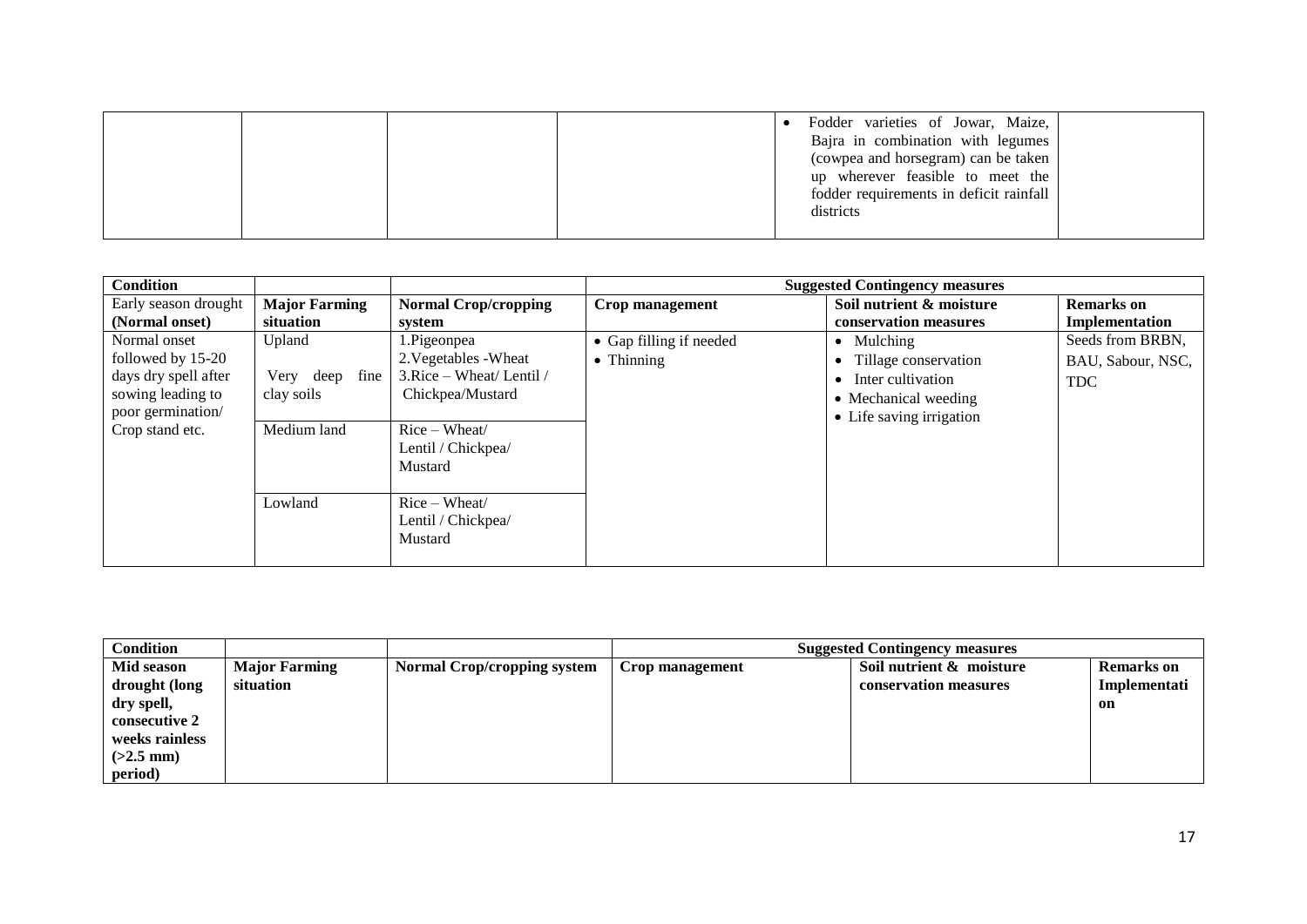| | | | | • Fodder varieties of Jowar, Maize, Bajra in combination with legumes (cowpea and horsegram) can be taken up wherever feasible to meet the fodder requirements in deficit rainfall districts | |
|---|---|---|---|---|---|

| Condition | | | Suggested Contingency measures | | |
|---|---|---|---|---|---|
| Early season drought (Normal onset) | **Major Farming situation** | **Normal Crop/cropping system** | **Crop management** | **Soil nutrient & moisture conservation measures** | **Remarks on Implementation** |
| Normal onset followed by 15-20 days dry spell after sowing leading to poor germination/ Crop stand etc. | Upland<br><br>Very deep fine clay soils | 1.Pigeonpea<br>2.Vegetables -Wheat<br>3.Rice – Wheat/ Lentil / Chickpea/Mustard | • Gap filling if needed<br>• Thinning | • Mulching<br>• Tillage conservation<br>• Inter cultivation<br>• Mechanical weeding<br>• Life saving irrigation | Seeds from BRBN, BAU, Sabour, NSC, TDC |
| | Medium land | Rice – Wheat/<br>Lentil / Chickpea/<br>Mustard | | | |
| | Lowland | Rice – Wheat/<br>Lentil / Chickpea/<br>Mustard | | | |

| Condition | | | Suggested Contingency measures | | |
|---|---|---|---|---|---|
| **Mid season drought (long dry spell, consecutive 2 weeks rainless (>2.5 mm) period)** | **Major Farming situation** | **Normal Crop/cropping system** | **Crop management** | **Soil nutrient & moisture conservation measures** | **Remarks on Implementation** |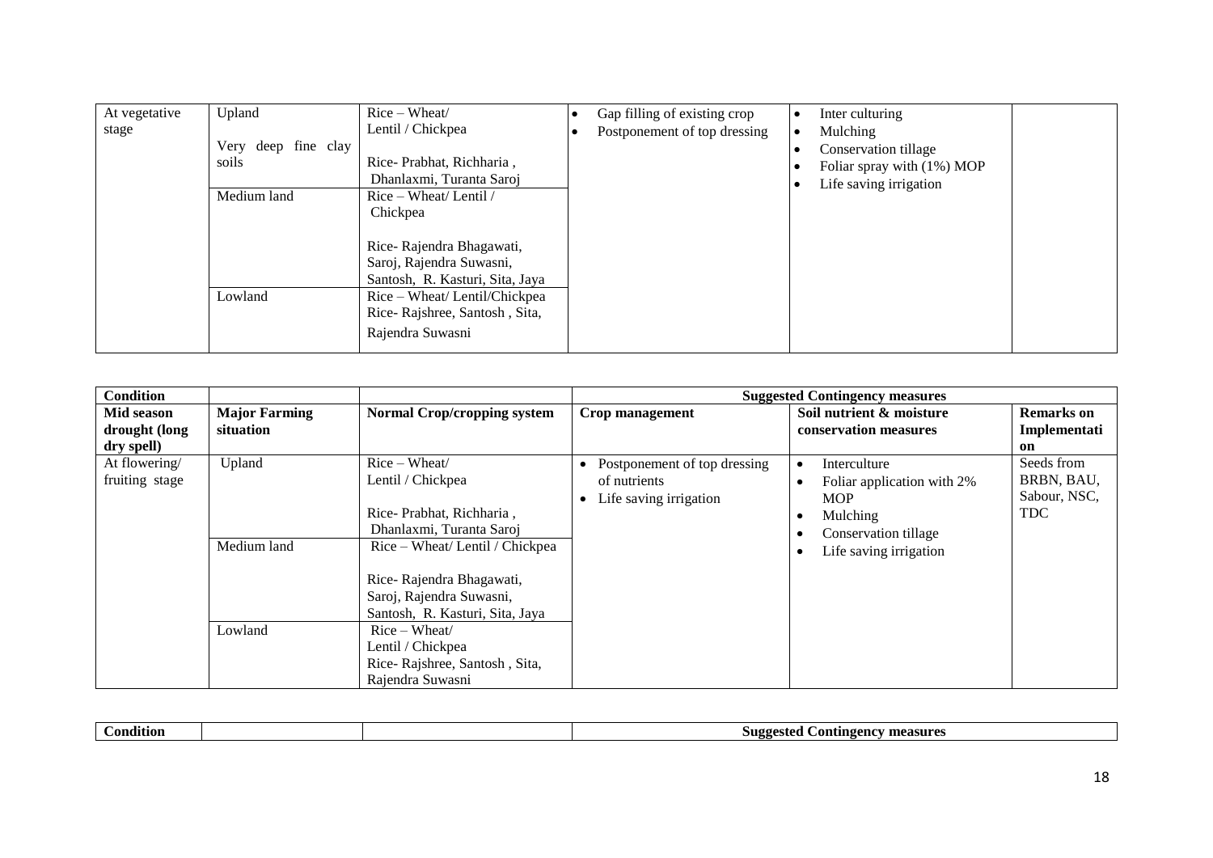| At vegetative stage | Upland<br><br>Very deep fine clay soils | Rice – Wheat/ Lentil / Chickpea<br><br>Rice- Prabhat, Richharia , Dhanlaxmi, Turanta Saroj | • Gap filling of existing crop<br>• Postponement of top dressing | • Inter culturing<br>• Mulching<br>• Conservation tillage<br>• Foliar spray with (1%) MOP<br>• Life saving irrigation | |
|---|---|---|---|---|---|
| | Medium land | Rice – Wheat/ Lentil / Chickpea<br><br>Rice- Rajendra Bhagawati, Saroj, Rajendra Suwasni, Santosh, R. Kasturi, Sita, Jaya | | | |
| | Lowland | Rice – Wheat/ Lentil/Chickpea<br>Rice- Rajshree, Santosh , Sita, Rajendra Suwasni | | | |

| **Condition** | | | **Suggested Contingency measures** | | |
|---|---|---|---|---|---|
| **Mid season drought (long dry spell)** | **Major Farming situation** | **Normal Crop/cropping system** | **Crop management** | **Soil nutrient & moisture conservation measures** | **Remarks on Implementation** |
| At flowering/ fruiting stage | Upland | Rice – Wheat/ Lentil / Chickpea<br><br>Rice- Prabhat, Richharia , Dhanlaxmi, Turanta Saroj | • Postponement of top dressing of nutrients<br>• Life saving irrigation | • Interculture<br>• Foliar application with 2% MOP<br>• Mulching<br>• Conservation tillage<br>• Life saving irrigation | Seeds from BRBN, BAU, Sabour, NSC, TDC |
| | Medium land | Rice – Wheat/ Lentil / Chickpea<br><br>Rice- Rajendra Bhagawati, Saroj, Rajendra Suwasni, Santosh, R. Kasturi, Sita, Jaya | | | |
| | Lowland | Rice – Wheat/ Lentil / Chickpea<br>Rice- Rajshree, Santosh , Sita, Rajendra Suwasni | | | |

| **Condition** | | | **Suggested Contingency measures** | | |
|---|---|---|---|---|---|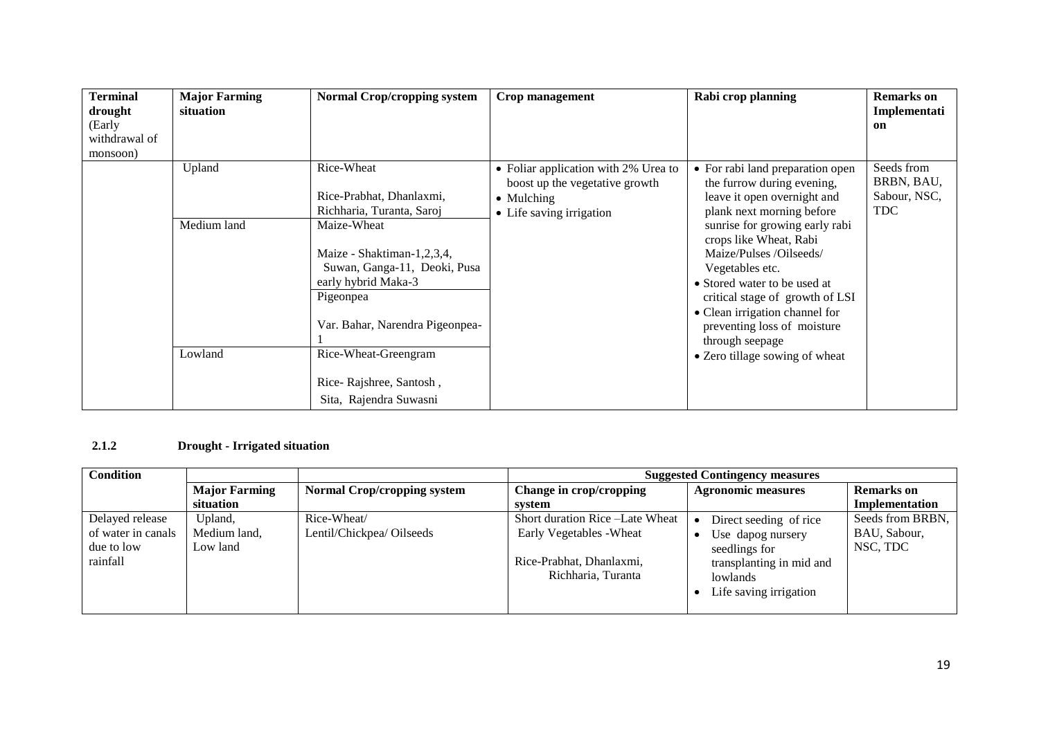| Terminal drought (Early withdrawal of monsoon) | Major Farming situation | Normal Crop/cropping system | Crop management | Rabi crop planning | Remarks on Implementation |
|---|---|---|---|---|---|
| | Upland | Rice-Wheat<br><br>Rice-Prabhat, Dhanlaxmi, Richharia, Turanta, Saroj | • Foliar application with 2% Urea to boost up the vegetative growth<br>• Mulching<br>• Life saving irrigation | • For rabi land preparation open the furrow during evening, leave it open overnight and plank next morning before sunrise for growing early rabi crops like Wheat, Rabi Maize/Pulses /Oilseeds/ Vegetables etc.<br>• Stored water to be used at critical stage of growth of LSI<br>• Clean irrigation channel for preventing loss of moisture through seepage<br>• Zero tillage sowing of wheat | Seeds from BRBN, BAU, Sabour, NSC, TDC |
| | Medium land | Maize-Wheat<br><br>Maize - Shaktiman-1,2,3,4, Suwan, Ganga-11, Deoki, Pusa early hybrid Maka-3<br><br>Pigeonpea<br><br>Var. Bahar, Narendra Pigeonpea-1 | | | |
| | Lowland | Rice-Wheat-Greengram<br><br>Rice- Rajshree, Santosh , Sita, Rajendra Suwasni | | | |

### 2.1.2 Drought - Irrigated situation

| Condition | | | Suggested Contingency measures | | |
|---|---|---|---|---|---|
| | Major Farming situation | Normal Crop/cropping system | Change in crop/cropping system | Agronomic measures | Remarks on Implementation |
| Delayed release of water in canals due to low rainfall | Upland, Medium land, Low land | Rice-Wheat/ Lentil/Chickpea/ Oilseeds | Short duration Rice –Late Wheat<br>Early Vegetables -Wheat<br><br>Rice-Prabhat, Dhanlaxmi, Richharia, Turanta | • Direct seeding of rice<br>• Use dapog nursery seedlings for transplanting in mid and lowlands<br>• Life saving irrigation | Seeds from BRBN, BAU, Sabour, NSC, TDC |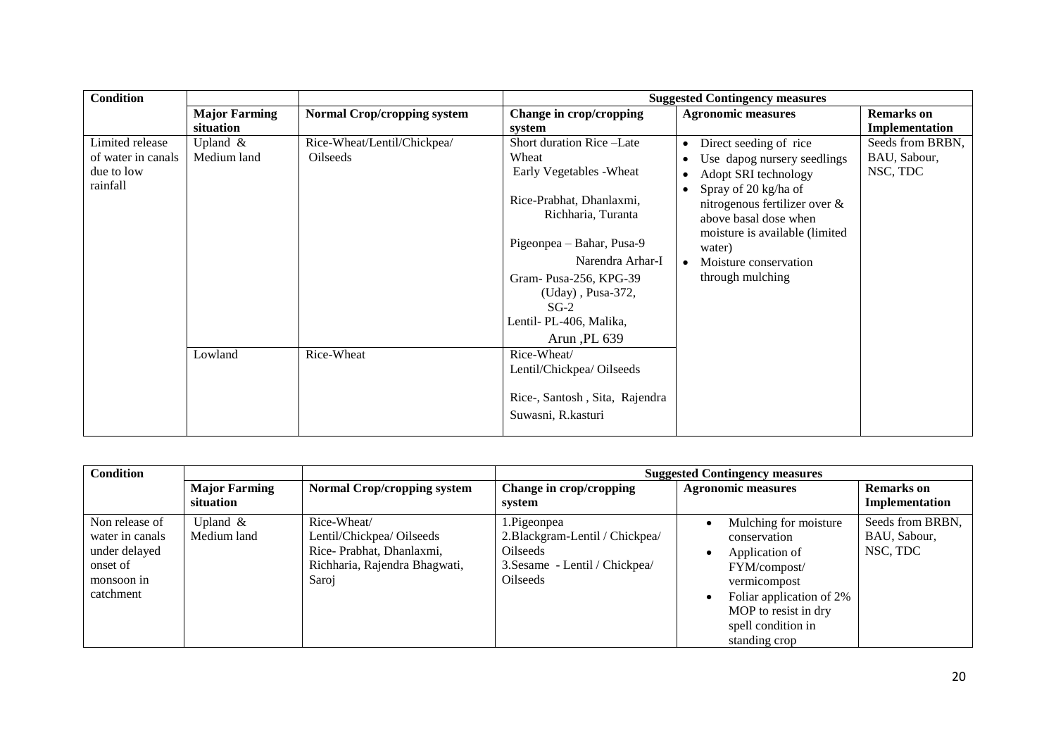| Condition | | | Suggested Contingency measures | | |
|---|---|---|---|---|---|
| | **Major Farming situation** | **Normal Crop/cropping system** | **Change in crop/cropping system** | **Agronomic measures** | **Remarks on Implementation** |
| Limited release of water in canals due to low rainfall | Upland & Medium land | Rice-Wheat/Lentil/Chickpea/ Oilseeds | Short duration Rice –Late Wheat<br>Early Vegetables -Wheat<br><br>Rice-Prabhat, Dhanlaxmi, Richharia, Turanta<br><br>Pigeonpea – Bahar, Pusa-9 Narendra Arhar-I<br>Gram- Pusa-256, KPG-39 (Uday) , Pusa-372, SG-2<br>Lentil- PL-406, Malika, Arun ,PL 639 | • Direct seeding of rice<br>• Use dapog nursery seedlings<br>• Adopt SRI technology<br>• Spray of 20 kg/ha of nitrogenous fertilizer over & above basal dose when moisture is available (limited water)<br>• Moisture conservation through mulching | Seeds from BRBN, BAU, Sabour, NSC, TDC |
| | Lowland | Rice-Wheat | Rice-Wheat/ Lentil/Chickpea/ Oilseeds<br><br>Rice-, Santosh , Sita, Rajendra Suwasni, R.kasturi | | |

| Condition | | | Suggested Contingency measures | | |
|---|---|---|---|---|---|
| | **Major Farming situation** | **Normal Crop/cropping system** | **Change in crop/cropping system** | **Agronomic measures** | **Remarks on Implementation** |
| Non release of water in canals under delayed onset of monsoon in catchment | Upland & Medium land | Rice-Wheat/ Lentil/Chickpea/ Oilseeds Rice- Prabhat, Dhanlaxmi, Richharia, Rajendra Bhagwati, Saroj | 1.Pigeonpea<br>2.Blackgram-Lentil / Chickpea/ Oilseeds<br>3.Sesame - Lentil / Chickpea/ Oilseeds | • Mulching for moisture conservation<br>• Application of FYM/compost/ vermicompost<br>• Foliar application of 2% MOP to resist in dry spell condition in standing crop | Seeds from BRBN, BAU, Sabour, NSC, TDC |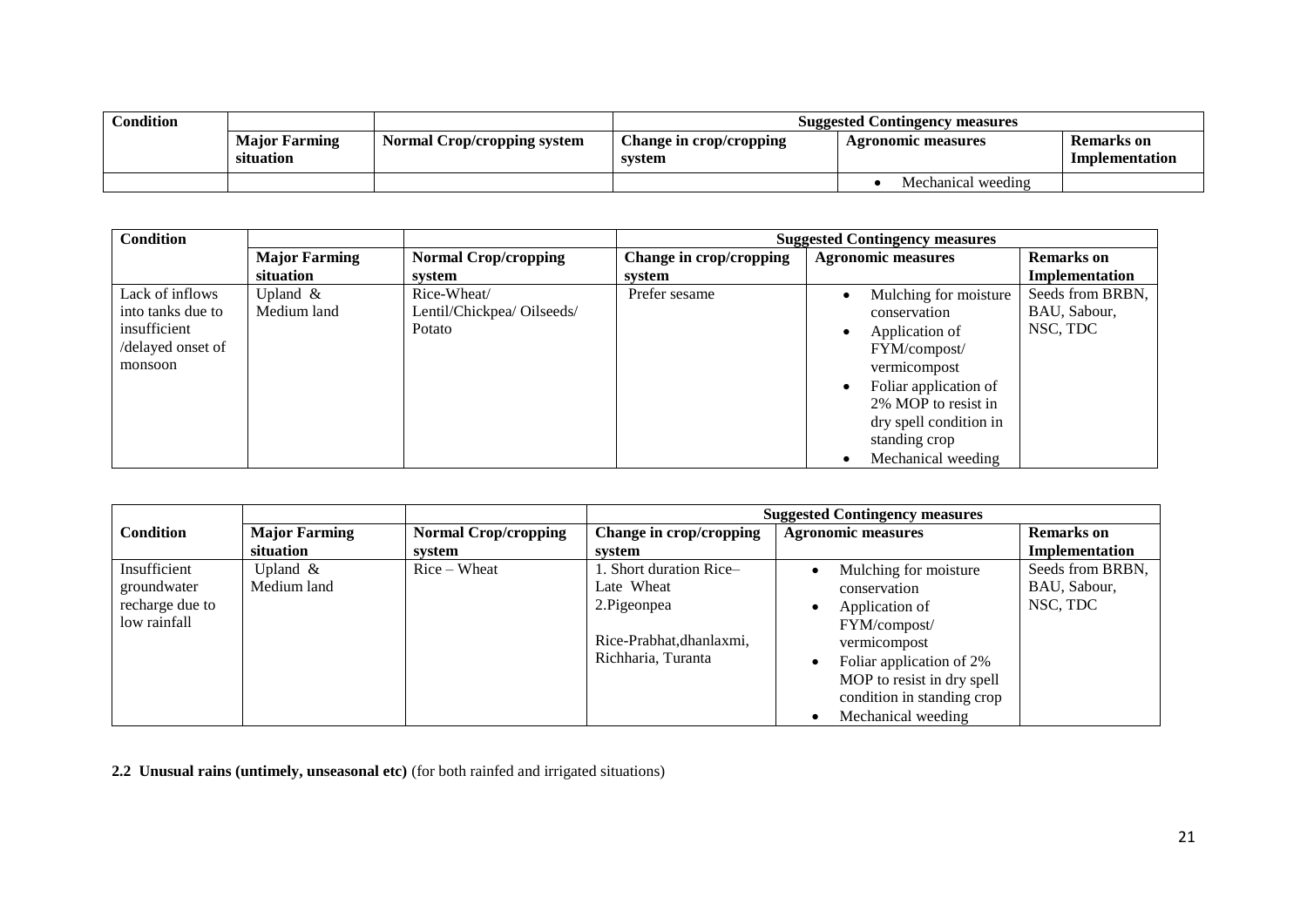| Condition | | | Suggested Contingency measures | | |
|---|---|---|---|---|---|
| | Major Farming situation | Normal Crop/cropping system | Change in crop/cropping system | Agronomic measures | Remarks on Implementation |
| | | | | • Mechanical weeding | |

| Condition | | | Suggested Contingency measures | | |
|---|---|---|---|---|---|
| | Major Farming situation | Normal Crop/cropping system | Change in crop/cropping system | Agronomic measures | Remarks on Implementation |
| Lack of inflows into tanks due to insufficient /delayed onset of monsoon | Upland & Medium land | Rice-Wheat/ Lentil/Chickpea/ Oilseeds/ Potato | Prefer sesame | • Mulching for moisture conservation<br>• Application of FYM/compost/ vermicompost<br>• Foliar application of 2% MOP to resist in dry spell condition in standing crop<br>• Mechanical weeding | Seeds from BRBN, BAU, Sabour, NSC, TDC |

| Condition | Major Farming situation | Normal Crop/cropping system | Suggested Contingency measures: Change in crop/cropping system | Agronomic measures | Remarks on Implementation |
|---|---|---|---|---|---|
| Insufficient groundwater recharge due to low rainfall | Upland & Medium land | Rice – Wheat | 1. Short duration Rice– Late Wheat<br>2.Pigeonpea<br><br>Rice-Prabhat,dhanlaxmi, Richharia, Turanta | • Mulching for moisture conservation<br>• Application of FYM/compost/ vermicompost<br>• Foliar application of 2% MOP to resist in dry spell condition in standing crop<br>• Mechanical weeding | Seeds from BRBN, BAU, Sabour, NSC, TDC |

**2.2 Unusual rains (untimely, unseasonal etc)** (for both rainfed and irrigated situations)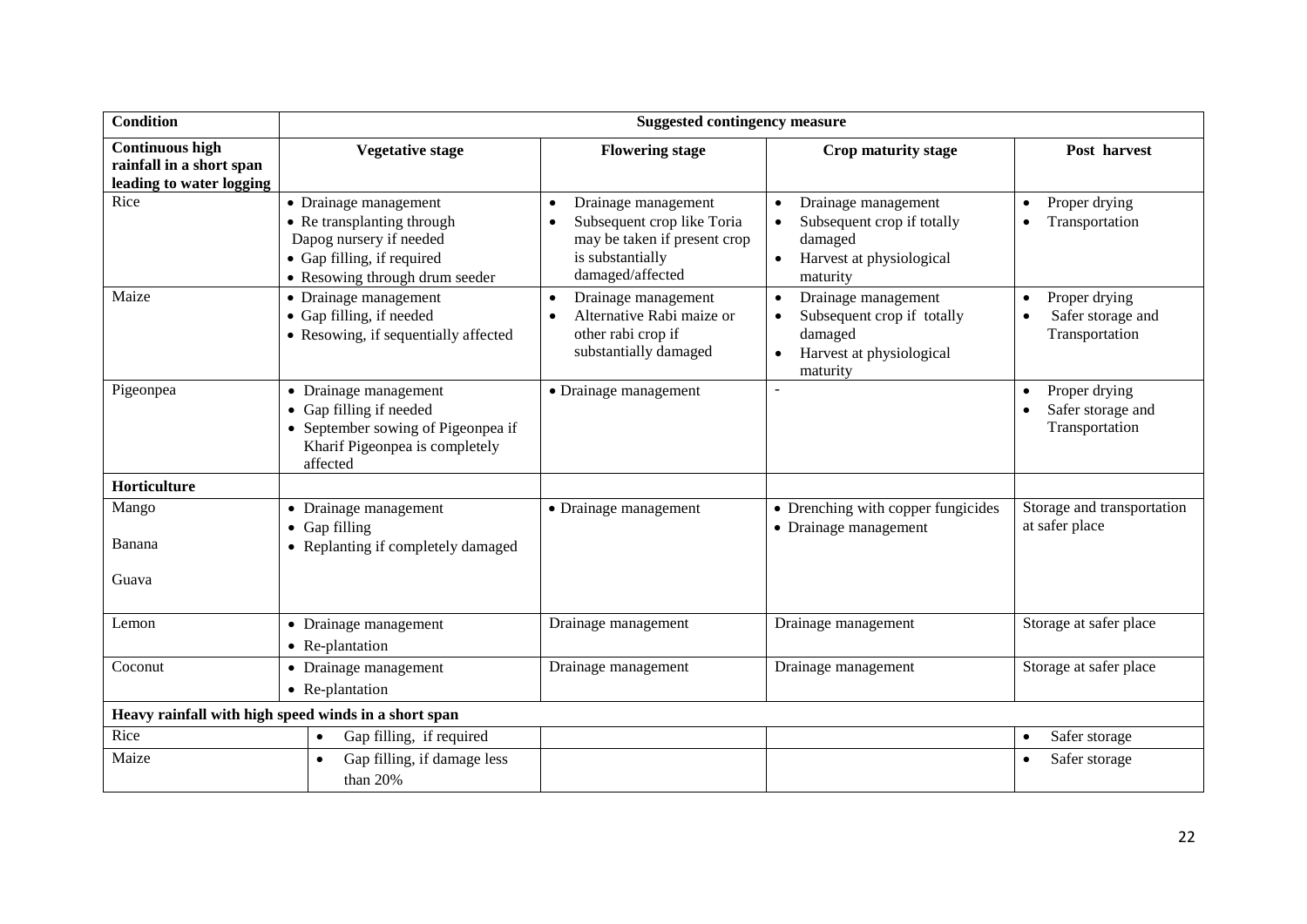| Condition | Suggested contingency measure | | | |
|---|---|---|---|---|
| **Continuous high rainfall in a short span leading to water logging** | **Vegetative stage** | **Flowering stage** | **Crop maturity stage** | **Post harvest** |
| Rice | • Drainage management<br>• Re transplanting through Dapog nursery if needed<br>• Gap filling, if required<br>• Resowing through drum seeder | • Drainage management<br>• Subsequent crop like Toria may be taken if present crop is substantially damaged/affected | • Drainage management<br>• Subsequent crop if totally damaged<br>• Harvest at physiological maturity | • Proper drying<br>• Transportation |
| Maize | • Drainage management<br>• Gap filling, if needed<br>• Resowing, if sequentially affected | • Drainage management<br>• Alternative Rabi maize or other rabi crop if substantially damaged | • Drainage management<br>• Subsequent crop if totally damaged<br>• Harvest at physiological maturity | • Proper drying<br>• Safer storage and Transportation |
| Pigeonpea | • Drainage management<br>• Gap filling if needed<br>• September sowing of Pigeonpea if Kharif Pigeonpea is completely affected | • Drainage management | - | • Proper drying<br>• Safer storage and Transportation |
| **Horticulture** | | | | |
| Mango<br><br>Banana<br><br>Guava | • Drainage management<br>• Gap filling<br>• Replanting if completely damaged | • Drainage management | • Drenching with copper fungicides<br>• Drainage management | Storage and transportation at safer place |
| Lemon | • Drainage management<br>• Re-plantation | Drainage management | Drainage management | Storage at safer place |
| Coconut | • Drainage management<br>• Re-plantation | Drainage management | Drainage management | Storage at safer place |
| **Heavy rainfall with high speed winds in a short span** | | | | |
| Rice | • Gap filling, if required | | | • Safer storage |
| Maize | • Gap filling, if damage less than 20% | | | • Safer storage |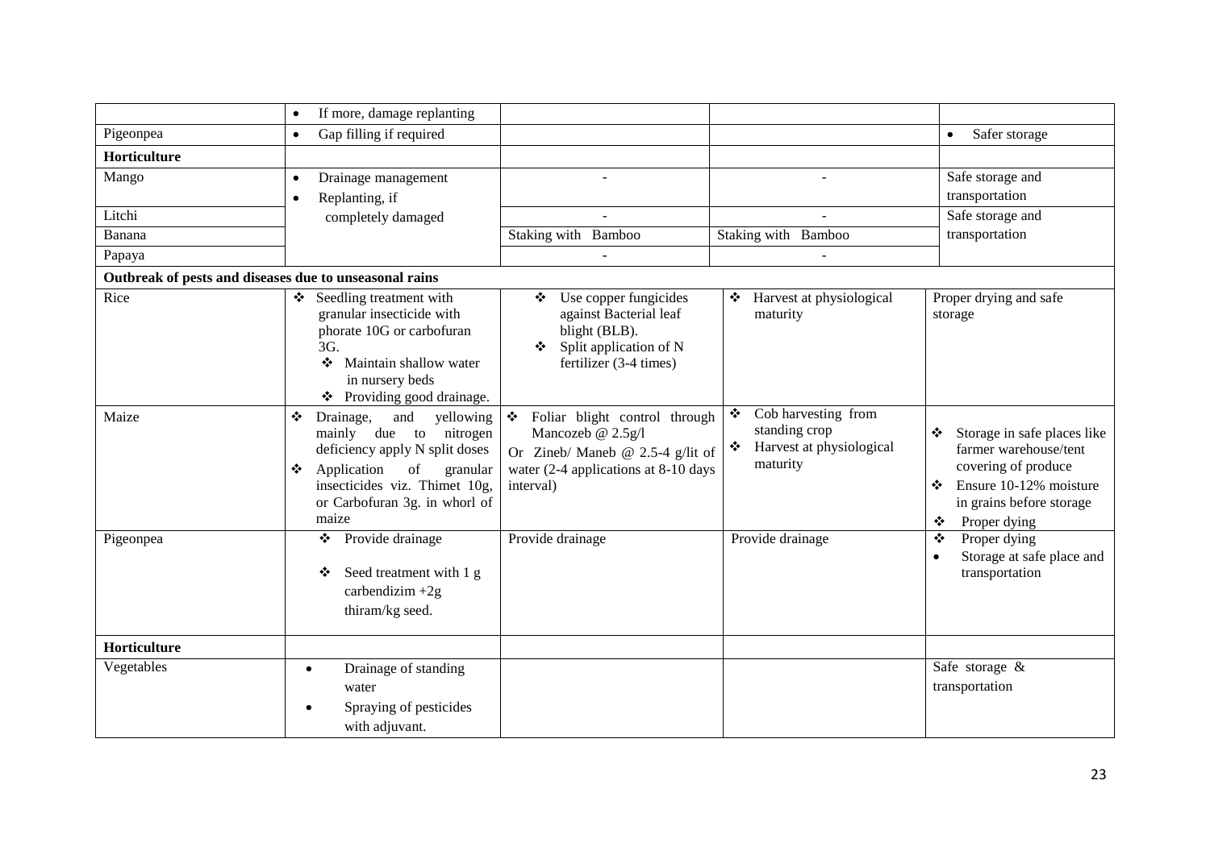| | | | | |
|---|---|---|---|---|
| | • If more, damage replanting | | | |
| Pigeonpea | • Gap filling if required | | | • Safer storage |
| **Horticulture** | | | | |
| Mango | • Drainage management<br>• Replanting, if completely damaged | - | - | Safe storage and transportation |
| Litchi | | - | - | Safe storage and transportation |
| Banana | | Staking with Bamboo | Staking with Bamboo | |
| Papaya | | - | - | |
| **Outbreak of pests and diseases due to unseasonal rains** | | | | |
| Rice | ❖ Seedling treatment with granular insecticide with phorate 10G or carbofuran 3G.<br>❖ Maintain shallow water in nursery beds<br>❖ Providing good drainage. | ❖ Use copper fungicides against Bacterial leaf blight (BLB).<br>❖ Split application of N fertilizer (3-4 times) | ❖ Harvest at physiological maturity | Proper drying and safe storage |
| Maize | ❖ Drainage, and yellowing mainly due to nitrogen deficiency apply N split doses<br>❖ Application of granular insecticides viz. Thimet 10g, or Carbofuran 3g. in whorl of maize | ❖ Foliar blight control through Mancozeb @ 2.5g/l Or Zineb/ Maneb @ 2.5-4 g/lit of water (2-4 applications at 8-10 days interval) | ❖ Cob harvesting from standing crop<br>❖ Harvest at physiological maturity | ❖ Storage in safe places like farmer warehouse/tent covering of produce<br>❖ Ensure 10-12% moisture in grains before storage<br>❖ Proper dying |
| Pigeonpea | ❖ Provide drainage<br>❖ Seed treatment with 1 g carbendizim +2g thiram/kg seed. | Provide drainage | Provide drainage | ❖ Proper dying<br>• Storage at safe place and transportation |
| **Horticulture** | | | | |
| Vegetables | • Drainage of standing water<br>• Spraying of pesticides with adjuvant. | | | Safe storage & transportation |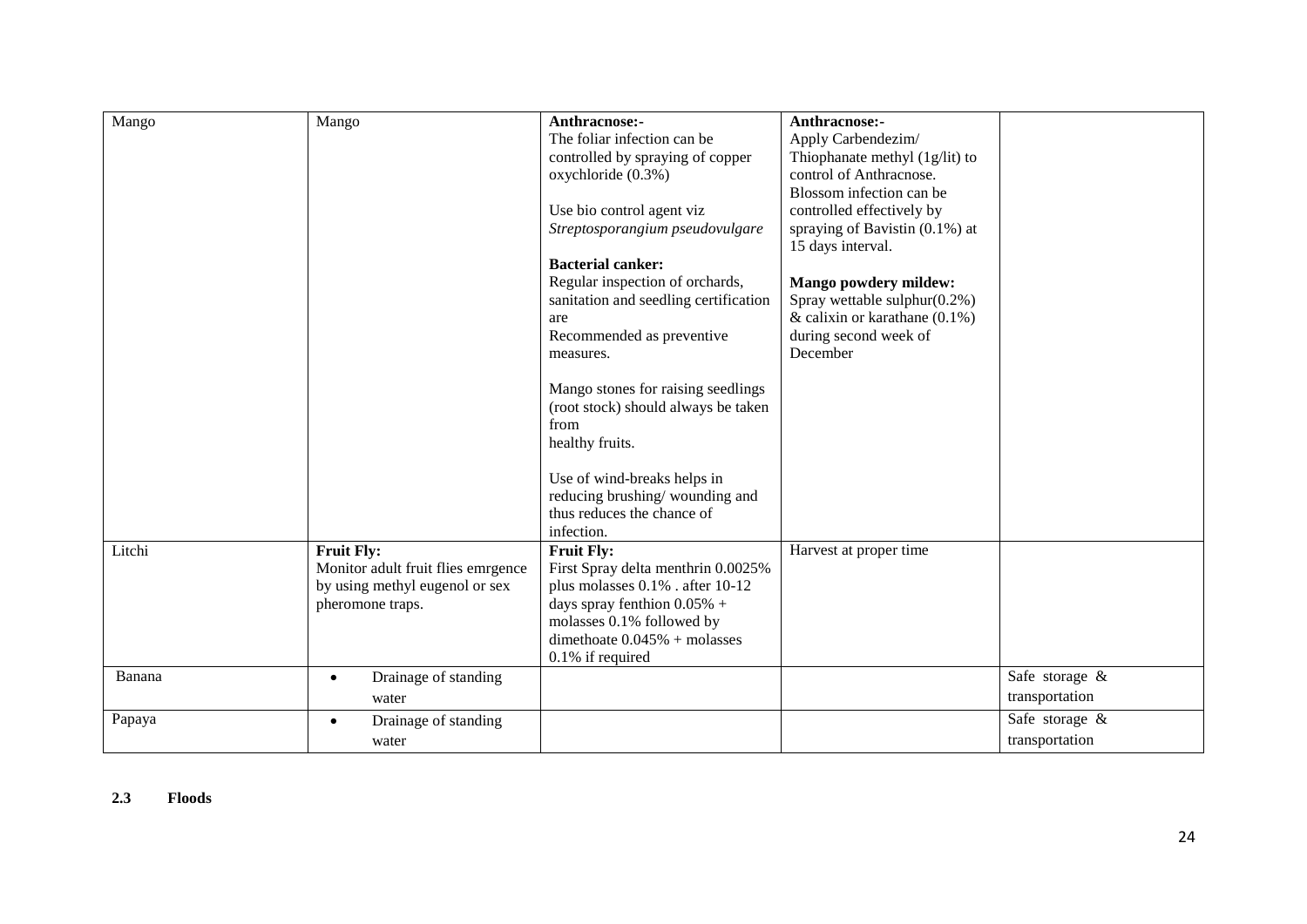| | | | | |
|---|---|---|---|---|
| Mango | Mango | **Anthracnose:-**<br>The foliar infection can be controlled by spraying of copper oxychloride (0.3%)<br><br>Use bio control agent viz *Streptosporangium pseudovulgare*<br><br>**Bacterial canker:**<br>Regular inspection of orchards, sanitation and seedling certification are<br>Recommended as preventive measures.<br><br>Mango stones for raising seedlings (root stock) should always be taken from<br>healthy fruits.<br><br>Use of wind-breaks helps in reducing brushing/ wounding and thus reduces the chance of infection. | **Anthracnose:-**<br>Apply Carbendezim/ Thiophanate methyl (1g/lit) to control of Anthracnose.<br>Blossom infection can be controlled effectively by spraying of Bavistin (0.1%) at 15 days interval.<br><br>**Mango powdery mildew:**<br>Spray wettable sulphur(0.2%) & calixin or karathane (0.1%) during second week of December | |
| Litchi | **Fruit Fly:**<br>Monitor adult fruit flies emrgence by using methyl eugenol or sex pheromone traps. | **Fruit Fly:**<br>First Spray delta menthrin 0.0025% plus molasses 0.1% . after 10-12 days spray fenthion 0.05% + molasses 0.1% followed by dimethoate 0.045% + molasses 0.1% if required | Harvest at proper time | |
| Banana | • Drainage of standing water | | | Safe storage & transportation |
| Papaya | • Drainage of standing water | | | Safe storage & transportation |

**2.3 Floods**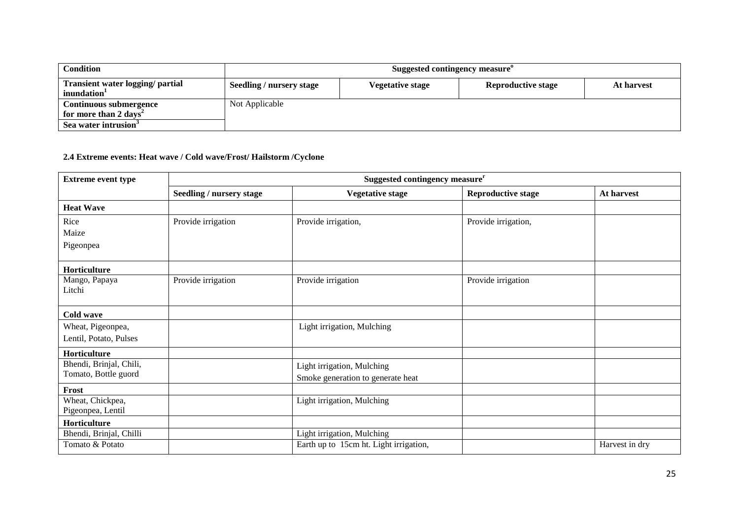| Condition | Suggested contingency measure[o] | | | |
|---|---|---|---|---|
| Transient water logging/ partial inundation[1] | Seedling / nursery stage | Vegetative stage | Reproductive stage | At harvest |
| Continuous submergence for more than 2 days[2] | Not Applicable | | | |
| Sea water intrusion[3] | | | | |

**2.4 Extreme events: Heat wave / Cold wave/Frost/ Hailstorm /Cyclone**

| Extreme event type | Suggested contingency measure[r] | | | |
|---|---|---|---|---|
| | Seedling / nursery stage | Vegetative stage | Reproductive stage | At harvest |
| **Heat Wave** | | | | |
| Rice<br>Maize<br>Pigeonpea | Provide irrigation | Provide irrigation, | Provide irrigation, | |
| **Horticulture** | | | | |
| Mango, Papaya<br>Litchi | Provide irrigation | Provide irrigation | Provide irrigation | |
| **Cold wave** | | | | |
| Wheat, Pigeonpea,<br>Lentil, Potato, Pulses | | Light irrigation, Mulching | | |
| **Horticulture** | | | | |
| Bhendi, Brinjal, Chili,<br>Tomato, Bottle guord | | Light irrigation, Mulching<br>Smoke generation to generate heat | | |
| **Frost** | | | | |
| Wheat, Chickpea,<br>Pigeonpea, Lentil | | Light irrigation, Mulching | | |
| **Horticulture** | | | | |
| Bhendi, Brinjal, Chilli | | Light irrigation, Mulching | | |
| Tomato & Potato | | Earth up to 15cm ht. Light irrigation, | | Harvest in dry |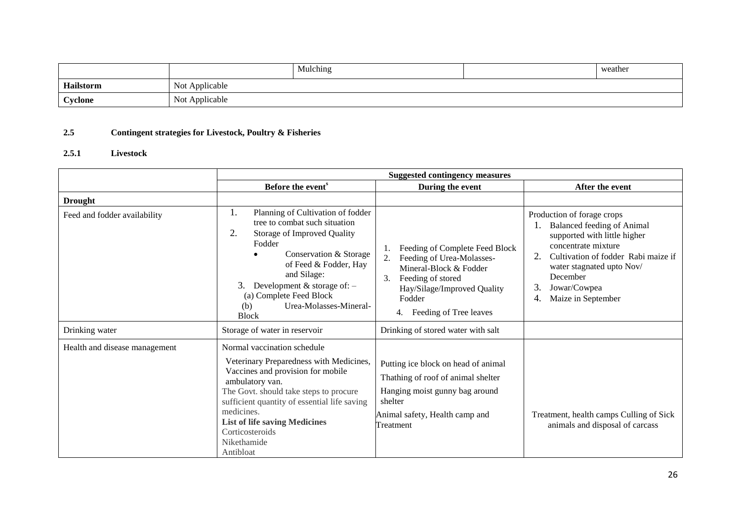|  |  | Mulching |  | weather |
|---|---|---|---|---|
| **Hailstorm** | Not Applicable | | | |
| **Cyclone** | Not Applicable | | | |

**2.5 Contingent strategies for Livestock, Poultry & Fisheries**

**2.5.1 Livestock**

|  | **Suggested contingency measures** | | |
|---|---|---|---|
|  | **Before the event**[s] | **During the event** | **After the event** |
| **Drought** |  |  |  |
| Feed and fodder availability | 1. Planning of Cultivation of fodder tree to combat such situation<br>2. Storage of Improved Quality Fodder<br>• Conservation & Storage of Feed & Fodder, Hay and Silage:<br>3. Development & storage of: –<br>(a) Complete Feed Block<br>(b) Urea-Molasses-Mineral-Block | 1. Feeding of Complete Feed Block<br>2. Feeding of Urea-Molasses-Mineral-Block & Fodder<br>3. Feeding of stored Hay/Silage/Improved Quality Fodder<br>4. Feeding of Tree leaves | Production of forage crops<br>1. Balanced feeding of Animal supported with little higher concentrate mixture<br>2. Cultivation of fodder Rabi maize if water stagnated upto Nov/ December<br>3. Jowar/Cowpea<br>4. Maize in September |
| Drinking water | Storage of water in reservoir | Drinking of stored water with salt |  |
| Health and disease management | Normal vaccination schedule<br>Veterinary Preparedness with Medicines, Vaccines and provision for mobile ambulatory van.<br>The Govt. should take steps to procure sufficient quantity of essential life saving medicines.<br>**List of life saving Medicines**<br>Corticosteroids<br>Nikethamide<br>Antibloat | Putting ice block on head of animal<br>Thathing of roof of animal shelter<br>Hanging moist gunny bag around shelter<br>Animal safety, Health camp and Treatment | Treatment, health camps Culling of Sick animals and disposal of carcass |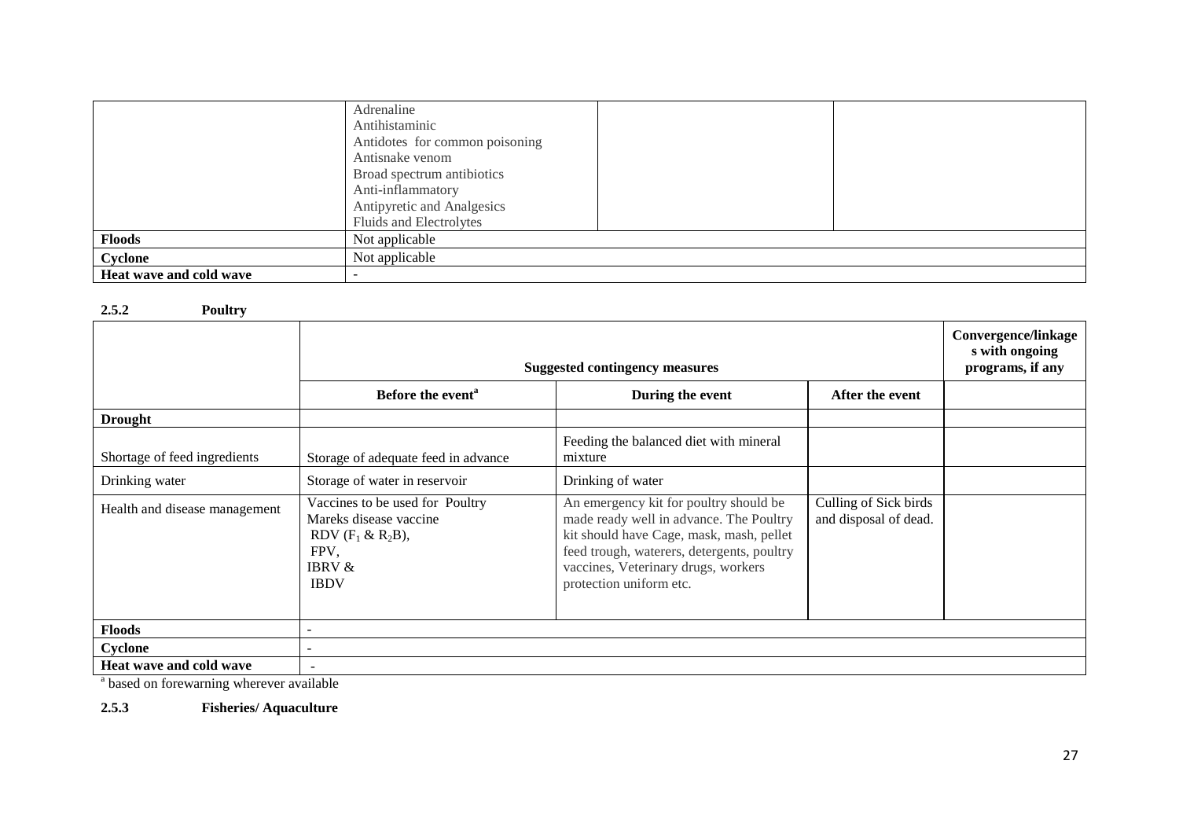| | | | |
|---|---|---|---|
| | Adrenaline<br>Antihistaminic<br>Antidotes for common poisoning<br>Antisnake venom<br>Broad spectrum antibiotics<br>Anti-inflammatory<br>Antipyretic and Analgesics<br>Fluids and Electrolytes | | |
| **Floods** | Not applicable | | |
| **Cyclone** | Not applicable | | |
| **Heat wave and cold wave** | - | | |

**2.5.2 Poultry**

| | **Suggested contingency measures** | | | **Convergence/linkages with ongoing programs, if any** |
|---|---|---|---|---|
| | **Before the event[a]** | **During the event** | **After the event** | |
| **Drought** | | | | |
| Shortage of feed ingredients | Storage of adequate feed in advance | Feeding the balanced diet with mineral mixture | | |
| Drinking water | Storage of water in reservoir | Drinking of water | | |
| Health and disease management | Vaccines to be used for Poultry<br>Mareks disease vaccine<br>RDV ($F_1$ & $R_2B$),<br>FPV,<br>IBRV &<br>IBDV | An emergency kit for poultry should be made ready well in advance. The Poultry kit should have Cage, mask, mash, pellet feed trough, waterers, detergents, poultry vaccines, Veterinary drugs, workers protection uniform etc. | Culling of Sick birds and disposal of dead. | |
| **Floods** | - | | | |
| **Cyclone** | - | | | |
| **Heat wave and cold wave** | - | | | |

[a] based on forewarning wherever available

**2.5.3 Fisheries/ Aquaculture**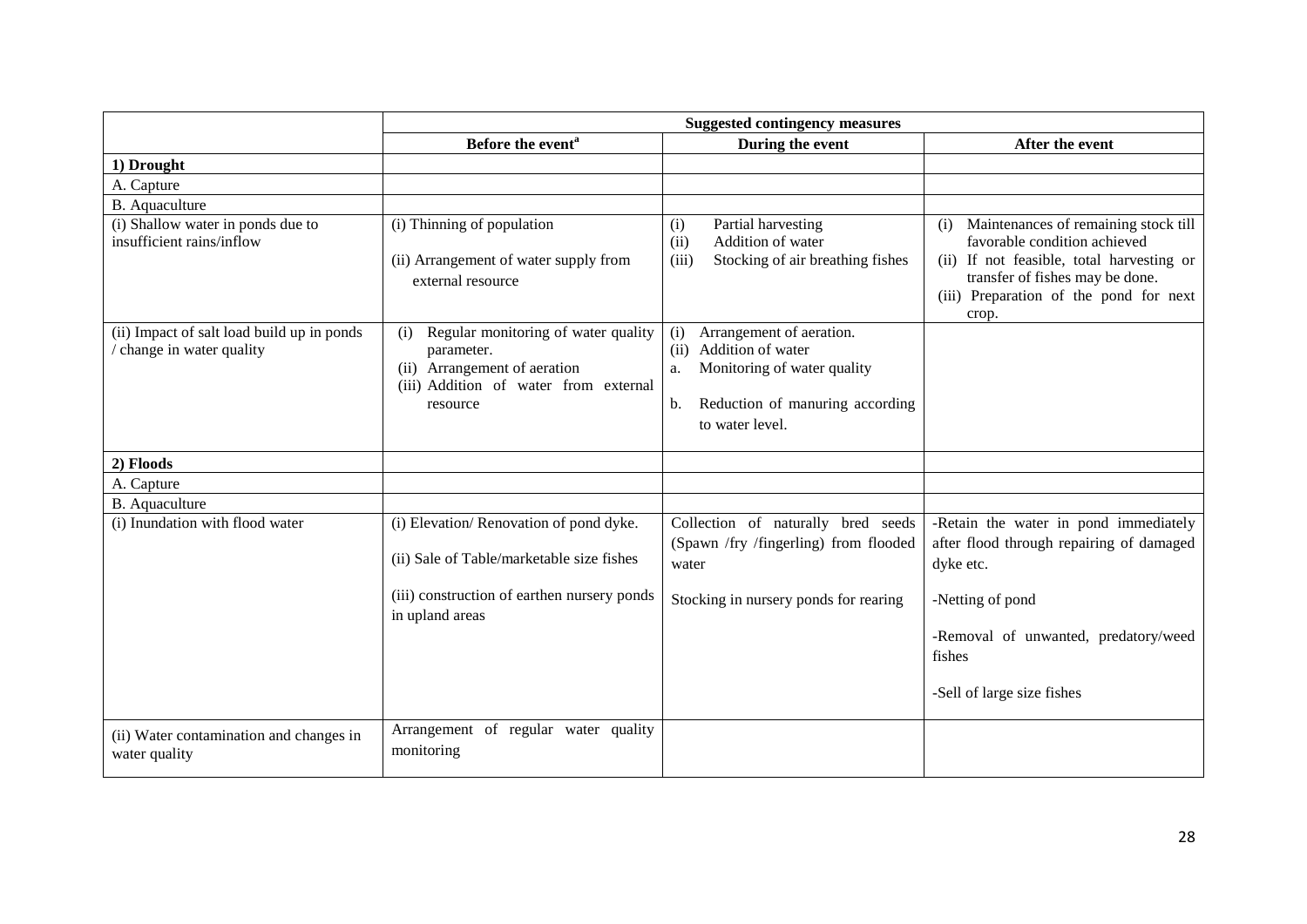| | Suggested contingency measures | | |
|---|---|---|---|
| | Before the event[a] | During the event | After the event |
| **1) Drought** | | | |
| A. Capture | | | |
| B. Aquaculture | | | |
| (i) Shallow water in ponds due to insufficient rains/inflow | (i) Thinning of population<br><br>(ii) Arrangement of water supply from external resource | (i) Partial harvesting<br>(ii) Addition of water<br>(iii) Stocking of air breathing fishes | (i) Maintenances of remaining stock till favorable condition achieved<br>(ii) If not feasible, total harvesting or transfer of fishes may be done.<br>(iii) Preparation of the pond for next crop. |
| (ii) Impact of salt load build up in ponds / change in water quality | (i) Regular monitoring of water quality parameter.<br>(ii) Arrangement of aeration<br>(iii) Addition of water from external resource | (i) Arrangement of aeration.<br>(ii) Addition of water<br>a. Monitoring of water quality<br><br>b. Reduction of manuring according to water level. | |
| **2) Floods** | | | |
| A. Capture | | | |
| B. Aquaculture | | | |
| (i) Inundation with flood water | (i) Elevation/ Renovation of pond dyke.<br><br>(ii) Sale of Table/marketable size fishes<br><br>(iii) construction of earthen nursery ponds in upland areas | Collection of naturally bred seeds (Spawn /fry /fingerling) from flooded water<br><br>Stocking in nursery ponds for rearing | -Retain the water in pond immediately after flood through repairing of damaged dyke etc.<br><br>-Netting of pond<br><br>-Removal of unwanted, predatory/weed fishes<br><br>-Sell of large size fishes |
| (ii) Water contamination and changes in water quality | Arrangement of regular water quality monitoring | | |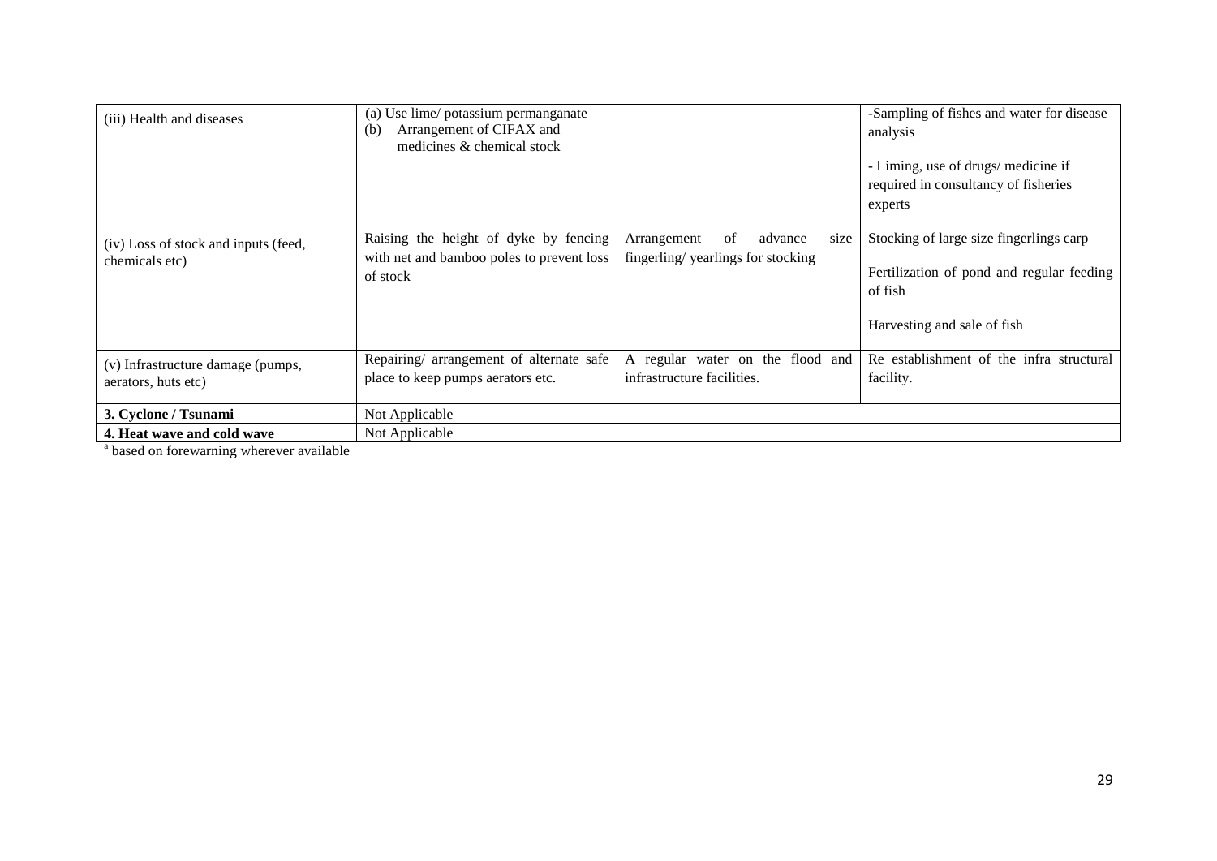| | | | |
|---|---|---|---|
| (iii) Health and diseases | (a) Use lime/ potassium permanganate<br>(b) Arrangement of CIFAX and medicines & chemical stock | | -Sampling of fishes and water for disease analysis<br><br>- Liming, use of drugs/ medicine if required in consultancy of fisheries experts |
| (iv) Loss of stock and inputs (feed, chemicals etc) | Raising the height of dyke by fencing with net and bamboo poles to prevent loss of stock | Arrangement of advance size fingerling/ yearlings for stocking | Stocking of large size fingerlings carp<br><br>Fertilization of pond and regular feeding of fish<br><br>Harvesting and sale of fish |
| (v) Infrastructure damage (pumps, aerators, huts etc) | Repairing/ arrangement of alternate safe place to keep pumps aerators etc. | A regular water on the flood and infrastructure facilities. | Re establishment of the infra structural facility. |
| **3. Cyclone / Tsunami** | Not Applicable | | |
| **4. Heat wave and cold wave** | Not Applicable | | |

[a] based on forewarning wherever available